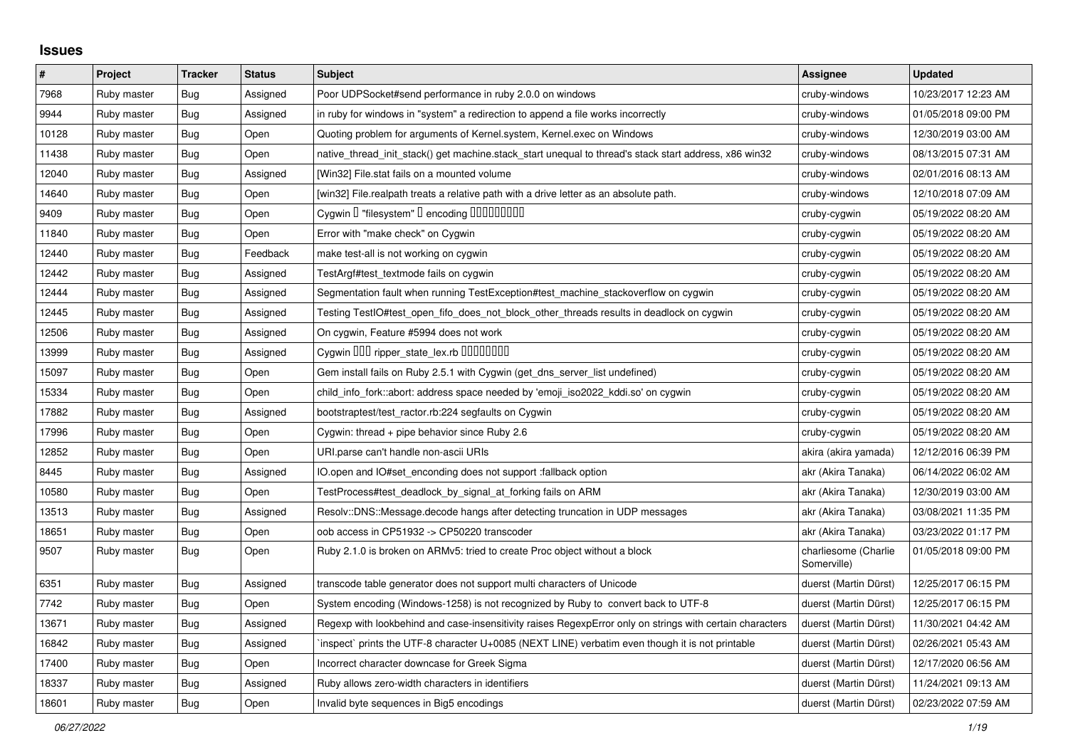## Issues

| # | Project | Tracker | Status | Subject | Assignee | Updated |
|---|---|---|---|---|---|---|
| 7968 | Ruby master | Bug | Assigned | Poor UDPSocket#send performance in ruby 2.0.0 on windows | cruby-windows | 10/23/2017 12:23 AM |
| 9944 | Ruby master | Bug | Assigned | in ruby for windows in "system" a redirection to append a file works incorrectly | cruby-windows | 01/05/2018 09:00 PM |
| 10128 | Ruby master | Bug | Open | Quoting problem for arguments of Kernel.system, Kernel.exec on Windows | cruby-windows | 12/30/2019 03:00 AM |
| 11438 | Ruby master | Bug | Open | native_thread_init_stack() get machine.stack_start unequal to thread's stack start address, x86 win32 | cruby-windows | 08/13/2015 07:31 AM |
| 12040 | Ruby master | Bug | Assigned | [Win32] File.stat fails on a mounted volume | cruby-windows | 02/01/2016 08:13 AM |
| 14640 | Ruby master | Bug | Open | [win32] File.realpath treats a relative path with a drive letter as an absolute path. | cruby-windows | 12/10/2018 07:09 AM |
| 9409 | Ruby master | Bug | Open | Cygwin □ "filesystem" □ encoding □□□□□□□□□ | cruby-cygwin | 05/19/2022 08:20 AM |
| 11840 | Ruby master | Bug | Open | Error with "make check" on Cygwin | cruby-cygwin | 05/19/2022 08:20 AM |
| 12440 | Ruby master | Bug | Feedback | make test-all is not working on cygwin | cruby-cygwin | 05/19/2022 08:20 AM |
| 12442 | Ruby master | Bug | Assigned | TestArgf#test_textmode fails on cygwin | cruby-cygwin | 05/19/2022 08:20 AM |
| 12444 | Ruby master | Bug | Assigned | Segmentation fault when running TestException#test_machine_stackoverflow on cygwin | cruby-cygwin | 05/19/2022 08:20 AM |
| 12445 | Ruby master | Bug | Assigned | Testing TestIO#test_open_fifo_does_not_block_other_threads results in deadlock on cygwin | cruby-cygwin | 05/19/2022 08:20 AM |
| 12506 | Ruby master | Bug | Assigned | On cygwin, Feature #5994 does not work | cruby-cygwin | 05/19/2022 08:20 AM |
| 13999 | Ruby master | Bug | Assigned | Cygwin □□□ ripper_state_lex.rb □□□□□□□□ | cruby-cygwin | 05/19/2022 08:20 AM |
| 15097 | Ruby master | Bug | Open | Gem install fails on Ruby 2.5.1 with Cygwin (get_dns_server_list undefined) | cruby-cygwin | 05/19/2022 08:20 AM |
| 15334 | Ruby master | Bug | Open | child_info_fork::abort: address space needed by 'emoji_iso2022_kddi.so' on cygwin | cruby-cygwin | 05/19/2022 08:20 AM |
| 17882 | Ruby master | Bug | Assigned | bootstraptest/test_ractor.rb:224 segfaults on Cygwin | cruby-cygwin | 05/19/2022 08:20 AM |
| 17996 | Ruby master | Bug | Open | Cygwin: thread + pipe behavior since Ruby 2.6 | cruby-cygwin | 05/19/2022 08:20 AM |
| 12852 | Ruby master | Bug | Open | URI.parse can't handle non-ascii URIs | akira (akira yamada) | 12/12/2016 06:39 PM |
| 8445 | Ruby master | Bug | Assigned | IO.open and IO#set_enconding does not support :fallback option | akr (Akira Tanaka) | 06/14/2022 06:02 AM |
| 10580 | Ruby master | Bug | Open | TestProcess#test_deadlock_by_signal_at_forking fails on ARM | akr (Akira Tanaka) | 12/30/2019 03:00 AM |
| 13513 | Ruby master | Bug | Assigned | Resolv::DNS::Message.decode hangs after detecting truncation in UDP messages | akr (Akira Tanaka) | 03/08/2021 11:35 PM |
| 18651 | Ruby master | Bug | Open | oob access in CP51932 -> CP50220 transcoder | akr (Akira Tanaka) | 03/23/2022 01:17 PM |
| 9507 | Ruby master | Bug | Open | Ruby 2.1.0 is broken on ARMv5: tried to create Proc object without a block | charliesome (Charlie Somerville) | 01/05/2018 09:00 PM |
| 6351 | Ruby master | Bug | Assigned | transcode table generator does not support multi characters of Unicode | duerst (Martin Dürst) | 12/25/2017 06:15 PM |
| 7742 | Ruby master | Bug | Open | System encoding (Windows-1258) is not recognized by Ruby to convert back to UTF-8 | duerst (Martin Dürst) | 12/25/2017 06:15 PM |
| 13671 | Ruby master | Bug | Assigned | Regexp with lookbehind and case-insensitivity raises RegexpError only on strings with certain characters | duerst (Martin Dürst) | 11/30/2021 04:42 AM |
| 16842 | Ruby master | Bug | Assigned | `inspect` prints the UTF-8 character U+0085 (NEXT LINE) verbatim even though it is not printable | duerst (Martin Dürst) | 02/26/2021 05:43 AM |
| 17400 | Ruby master | Bug | Open | Incorrect character downcase for Greek Sigma | duerst (Martin Dürst) | 12/17/2020 06:56 AM |
| 18337 | Ruby master | Bug | Assigned | Ruby allows zero-width characters in identifiers | duerst (Martin Dürst) | 11/24/2021 09:13 AM |
| 18601 | Ruby master | Bug | Open | Invalid byte sequences in Big5 encodings | duerst (Martin Dürst) | 02/23/2022 07:59 AM |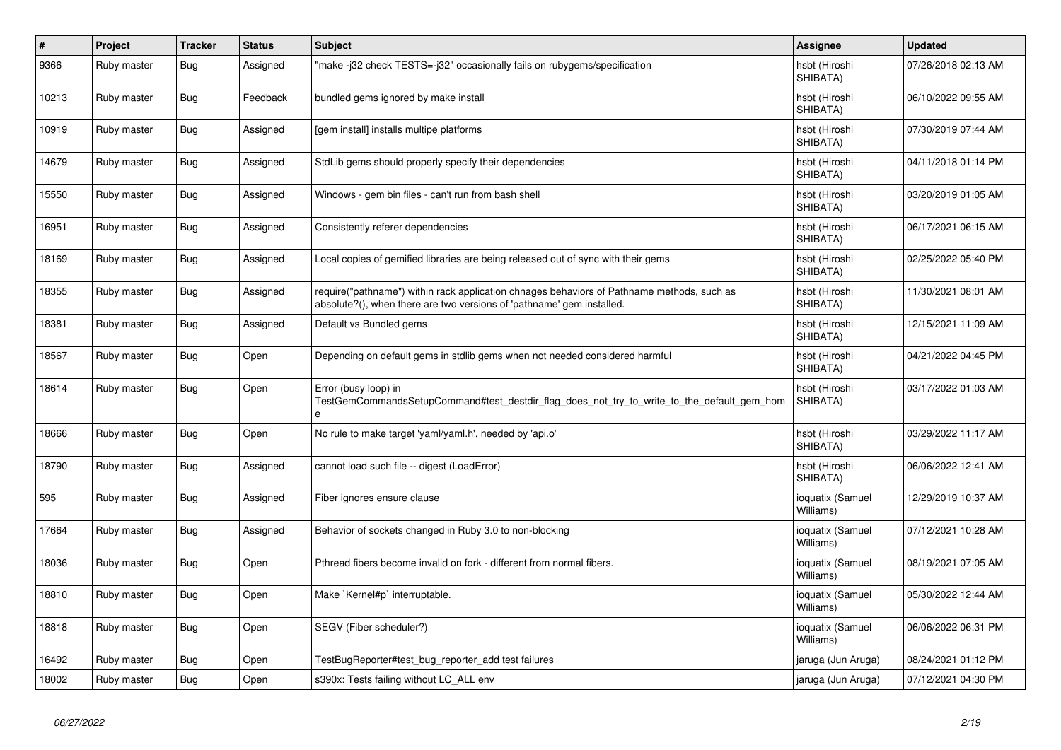| # | Project | Tracker | Status | Subject | Assignee | Updated |
| --- | --- | --- | --- | --- | --- | --- |
| 9366 | Ruby master | Bug | Assigned | "make -j32 check TESTS=-j32" occasionally fails on rubygems/specification | hsbt (Hiroshi SHIBATA) | 07/26/2018 02:13 AM |
| 10213 | Ruby master | Bug | Feedback | bundled gems ignored by make install | hsbt (Hiroshi SHIBATA) | 06/10/2022 09:55 AM |
| 10919 | Ruby master | Bug | Assigned | [gem install] installs multipe platforms | hsbt (Hiroshi SHIBATA) | 07/30/2019 07:44 AM |
| 14679 | Ruby master | Bug | Assigned | StdLib gems should properly specify their dependencies | hsbt (Hiroshi SHIBATA) | 04/11/2018 01:14 PM |
| 15550 | Ruby master | Bug | Assigned | Windows - gem bin files - can't run from bash shell | hsbt (Hiroshi SHIBATA) | 03/20/2019 01:05 AM |
| 16951 | Ruby master | Bug | Assigned | Consistently referer dependencies | hsbt (Hiroshi SHIBATA) | 06/17/2021 06:15 AM |
| 18169 | Ruby master | Bug | Assigned | Local copies of gemified libraries are being released out of sync with their gems | hsbt (Hiroshi SHIBATA) | 02/25/2022 05:40 PM |
| 18355 | Ruby master | Bug | Assigned | require("pathname") within rack application chnages behaviors of Pathname methods, such as absolute?(), when there are two versions of 'pathname' gem installed. | hsbt (Hiroshi SHIBATA) | 11/30/2021 08:01 AM |
| 18381 | Ruby master | Bug | Assigned | Default vs Bundled gems | hsbt (Hiroshi SHIBATA) | 12/15/2021 11:09 AM |
| 18567 | Ruby master | Bug | Open | Depending on default gems in stdlib gems when not needed considered harmful | hsbt (Hiroshi SHIBATA) | 04/21/2022 04:45 PM |
| 18614 | Ruby master | Bug | Open | Error (busy loop) in TestGemCommandsSetupCommand#test_destdir_flag_does_not_try_to_write_to_the_default_gem_home | hsbt (Hiroshi SHIBATA) | 03/17/2022 01:03 AM |
| 18666 | Ruby master | Bug | Open | No rule to make target 'yaml/yaml.h', needed by 'api.o' | hsbt (Hiroshi SHIBATA) | 03/29/2022 11:17 AM |
| 18790 | Ruby master | Bug | Assigned | cannot load such file -- digest (LoadError) | hsbt (Hiroshi SHIBATA) | 06/06/2022 12:41 AM |
| 595 | Ruby master | Bug | Assigned | Fiber ignores ensure clause | ioquatix (Samuel Williams) | 12/29/2019 10:37 AM |
| 17664 | Ruby master | Bug | Assigned | Behavior of sockets changed in Ruby 3.0 to non-blocking | ioquatix (Samuel Williams) | 07/12/2021 10:28 AM |
| 18036 | Ruby master | Bug | Open | Pthread fibers become invalid on fork - different from normal fibers. | ioquatix (Samuel Williams) | 08/19/2021 07:05 AM |
| 18810 | Ruby master | Bug | Open | Make `Kernel#p` interruptable. | ioquatix (Samuel Williams) | 05/30/2022 12:44 AM |
| 18818 | Ruby master | Bug | Open | SEGV (Fiber scheduler?) | ioquatix (Samuel Williams) | 06/06/2022 06:31 PM |
| 16492 | Ruby master | Bug | Open | TestBugReporter#test_bug_reporter_add test failures | jaruga (Jun Aruga) | 08/24/2021 01:12 PM |
| 18002 | Ruby master | Bug | Open | s390x: Tests failing without LC_ALL env | jaruga (Jun Aruga) | 07/12/2021 04:30 PM |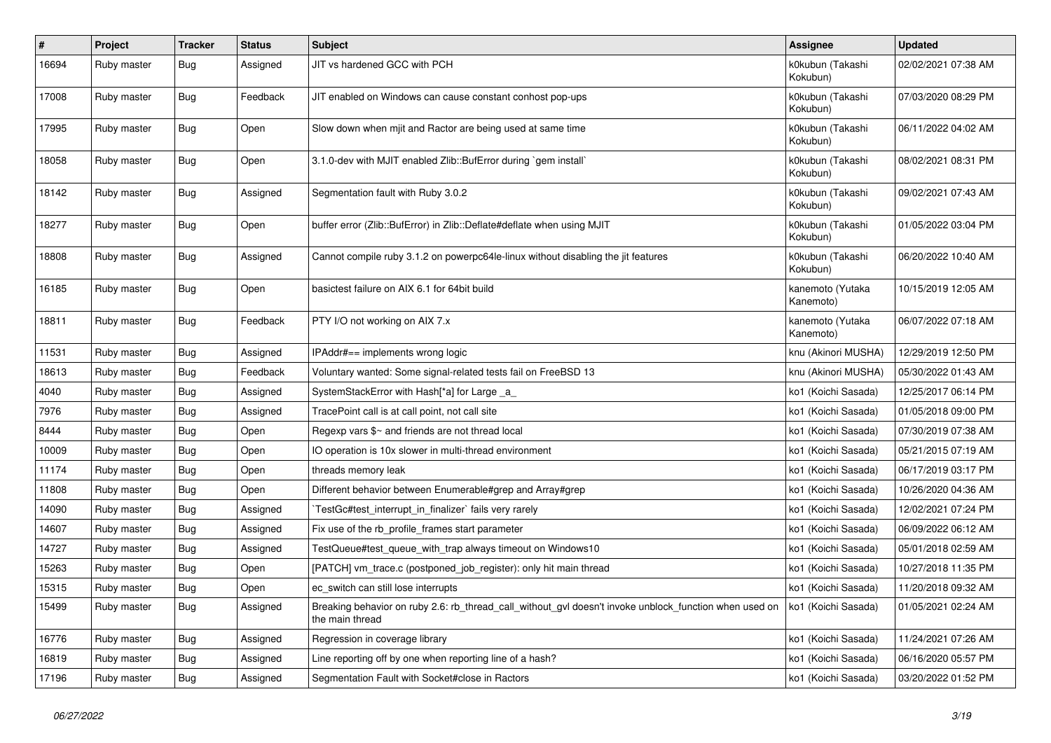| # | Project | Tracker | Status | Subject | Assignee | Updated |
|---|---|---|---|---|---|---|
| 16694 | Ruby master | Bug | Assigned | JIT vs hardened GCC with PCH | k0kubun (Takashi Kokubun) | 02/02/2021 07:38 AM |
| 17008 | Ruby master | Bug | Feedback | JIT enabled on Windows can cause constant conhost pop-ups | k0kubun (Takashi Kokubun) | 07/03/2020 08:29 PM |
| 17995 | Ruby master | Bug | Open | Slow down when mjit and Ractor are being used at same time | k0kubun (Takashi Kokubun) | 06/11/2022 04:02 AM |
| 18058 | Ruby master | Bug | Open | 3.1.0-dev with MJIT enabled Zlib::BufError during `gem install` | k0kubun (Takashi Kokubun) | 08/02/2021 08:31 PM |
| 18142 | Ruby master | Bug | Assigned | Segmentation fault with Ruby 3.0.2 | k0kubun (Takashi Kokubun) | 09/02/2021 07:43 AM |
| 18277 | Ruby master | Bug | Open | buffer error (Zlib::BufError) in Zlib::Deflate#deflate when using MJIT | k0kubun (Takashi Kokubun) | 01/05/2022 03:04 PM |
| 18808 | Ruby master | Bug | Assigned | Cannot compile ruby 3.1.2 on powerpc64le-linux without disabling the jit features | k0kubun (Takashi Kokubun) | 06/20/2022 10:40 AM |
| 16185 | Ruby master | Bug | Open | basictest failure on AIX 6.1 for 64bit build | kanemoto (Yutaka Kanemoto) | 10/15/2019 12:05 AM |
| 18811 | Ruby master | Bug | Feedback | PTY I/O not working on AIX 7.x | kanemoto (Yutaka Kanemoto) | 06/07/2022 07:18 AM |
| 11531 | Ruby master | Bug | Assigned | IPAddr#== implements wrong logic | knu (Akinori MUSHA) | 12/29/2019 12:50 PM |
| 18613 | Ruby master | Bug | Feedback | Voluntary wanted: Some signal-related tests fail on FreeBSD 13 | knu (Akinori MUSHA) | 05/30/2022 01:43 AM |
| 4040 | Ruby master | Bug | Assigned | SystemStackError with Hash[*a] for Large _a_ | ko1 (Koichi Sasada) | 12/25/2017 06:14 PM |
| 7976 | Ruby master | Bug | Assigned | TracePoint call is at call point, not call site | ko1 (Koichi Sasada) | 01/05/2018 09:00 PM |
| 8444 | Ruby master | Bug | Open | Regexp vars $~ and friends are not thread local | ko1 (Koichi Sasada) | 07/30/2019 07:38 AM |
| 10009 | Ruby master | Bug | Open | IO operation is 10x slower in multi-thread environment | ko1 (Koichi Sasada) | 05/21/2015 07:19 AM |
| 11174 | Ruby master | Bug | Open | threads memory leak | ko1 (Koichi Sasada) | 06/17/2019 03:17 PM |
| 11808 | Ruby master | Bug | Open | Different behavior between Enumerable#grep and Array#grep | ko1 (Koichi Sasada) | 10/26/2020 04:36 AM |
| 14090 | Ruby master | Bug | Assigned | `TestGc#test_interrupt_in_finalizer` fails very rarely | ko1 (Koichi Sasada) | 12/02/2021 07:24 PM |
| 14607 | Ruby master | Bug | Assigned | Fix use of the rb_profile_frames start parameter | ko1 (Koichi Sasada) | 06/09/2022 06:12 AM |
| 14727 | Ruby master | Bug | Assigned | TestQueue#test_queue_with_trap always timeout on Windows10 | ko1 (Koichi Sasada) | 05/01/2018 02:59 AM |
| 15263 | Ruby master | Bug | Open | [PATCH] vm_trace.c (postponed_job_register): only hit main thread | ko1 (Koichi Sasada) | 10/27/2018 11:35 PM |
| 15315 | Ruby master | Bug | Open | ec_switch can still lose interrupts | ko1 (Koichi Sasada) | 11/20/2018 09:32 AM |
| 15499 | Ruby master | Bug | Assigned | Breaking behavior on ruby 2.6: rb_thread_call_without_gvl doesn't invoke unblock_function when used on the main thread | ko1 (Koichi Sasada) | 01/05/2021 02:24 AM |
| 16776 | Ruby master | Bug | Assigned | Regression in coverage library | ko1 (Koichi Sasada) | 11/24/2021 07:26 AM |
| 16819 | Ruby master | Bug | Assigned | Line reporting off by one when reporting line of a hash? | ko1 (Koichi Sasada) | 06/16/2020 05:57 PM |
| 17196 | Ruby master | Bug | Assigned | Segmentation Fault with Socket#close in Ractors | ko1 (Koichi Sasada) | 03/20/2022 01:52 PM |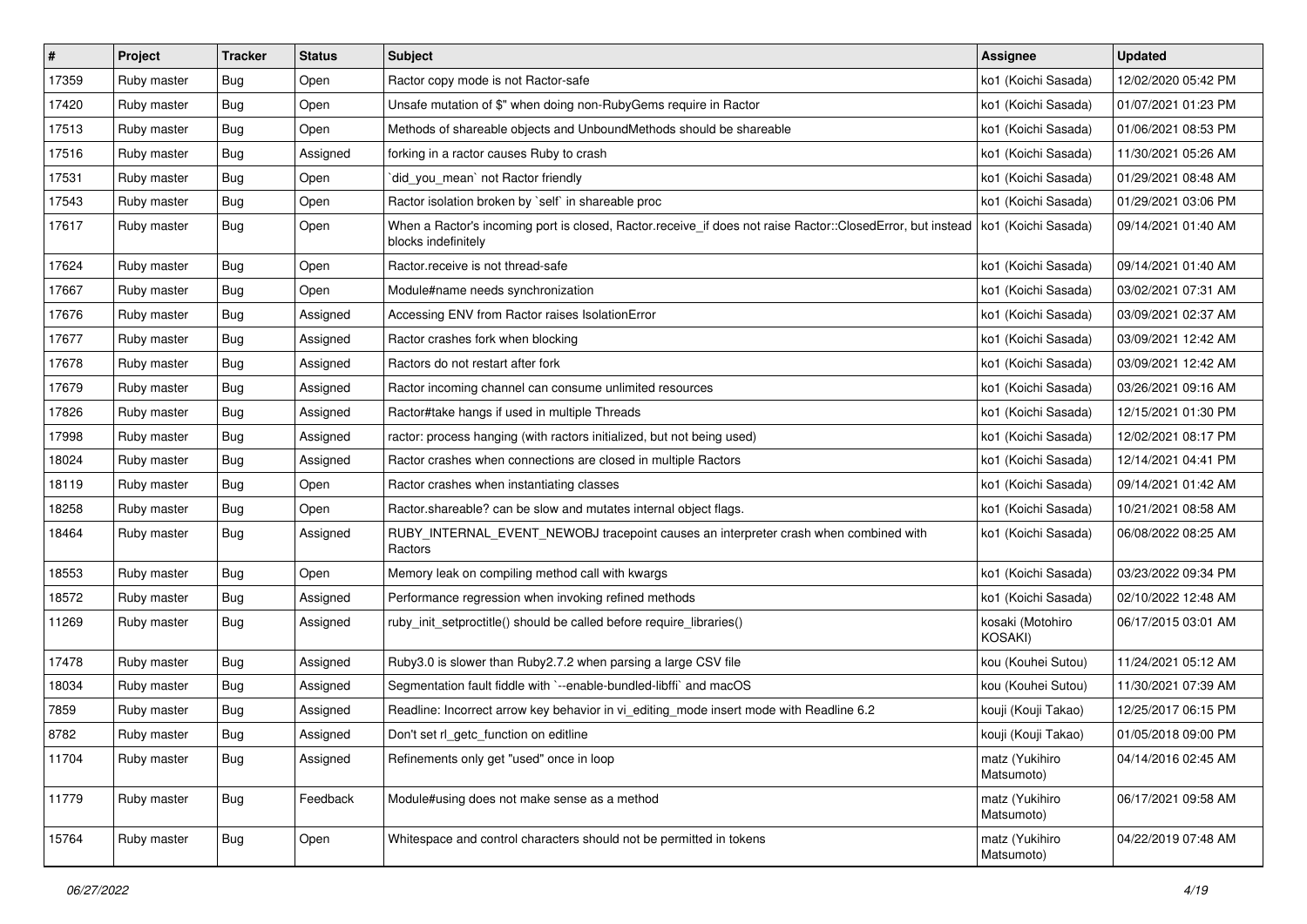| # | Project | Tracker | Status | Subject | Assignee | Updated |
| --- | --- | --- | --- | --- | --- | --- |
| 17359 | Ruby master | Bug | Open | Ractor copy mode is not Ractor-safe | ko1 (Koichi Sasada) | 12/02/2020 05:42 PM |
| 17420 | Ruby master | Bug | Open | Unsafe mutation of $" when doing non-RubyGems require in Ractor | ko1 (Koichi Sasada) | 01/07/2021 01:23 PM |
| 17513 | Ruby master | Bug | Open | Methods of shareable objects and UnboundMethods should be shareable | ko1 (Koichi Sasada) | 01/06/2021 08:53 PM |
| 17516 | Ruby master | Bug | Assigned | forking in a ractor causes Ruby to crash | ko1 (Koichi Sasada) | 11/30/2021 05:26 AM |
| 17531 | Ruby master | Bug | Open | `did_you_mean` not Ractor friendly | ko1 (Koichi Sasada) | 01/29/2021 08:48 AM |
| 17543 | Ruby master | Bug | Open | Ractor isolation broken by `self` in shareable proc | ko1 (Koichi Sasada) | 01/29/2021 03:06 PM |
| 17617 | Ruby master | Bug | Open | When a Ractor's incoming port is closed, Ractor.receive_if does not raise Ractor::ClosedError, but instead blocks indefinitely | ko1 (Koichi Sasada) | 09/14/2021 01:40 AM |
| 17624 | Ruby master | Bug | Open | Ractor.receive is not thread-safe | ko1 (Koichi Sasada) | 09/14/2021 01:40 AM |
| 17667 | Ruby master | Bug | Open | Module#name needs synchronization | ko1 (Koichi Sasada) | 03/02/2021 07:31 AM |
| 17676 | Ruby master | Bug | Assigned | Accessing ENV from Ractor raises IsolationError | ko1 (Koichi Sasada) | 03/09/2021 02:37 AM |
| 17677 | Ruby master | Bug | Assigned | Ractor crashes fork when blocking | ko1 (Koichi Sasada) | 03/09/2021 12:42 AM |
| 17678 | Ruby master | Bug | Assigned | Ractors do not restart after fork | ko1 (Koichi Sasada) | 03/09/2021 12:42 AM |
| 17679 | Ruby master | Bug | Assigned | Ractor incoming channel can consume unlimited resources | ko1 (Koichi Sasada) | 03/26/2021 09:16 AM |
| 17826 | Ruby master | Bug | Assigned | Ractor#take hangs if used in multiple Threads | ko1 (Koichi Sasada) | 12/15/2021 01:30 PM |
| 17998 | Ruby master | Bug | Assigned | ractor: process hanging (with ractors initialized, but not being used) | ko1 (Koichi Sasada) | 12/02/2021 08:17 PM |
| 18024 | Ruby master | Bug | Assigned | Ractor crashes when connections are closed in multiple Ractors | ko1 (Koichi Sasada) | 12/14/2021 04:41 PM |
| 18119 | Ruby master | Bug | Open | Ractor crashes when instantiating classes | ko1 (Koichi Sasada) | 09/14/2021 01:42 AM |
| 18258 | Ruby master | Bug | Open | Ractor.shareable? can be slow and mutates internal object flags. | ko1 (Koichi Sasada) | 10/21/2021 08:58 AM |
| 18464 | Ruby master | Bug | Assigned | RUBY_INTERNAL_EVENT_NEWOBJ tracepoint causes an interpreter crash when combined with Ractors | ko1 (Koichi Sasada) | 06/08/2022 08:25 AM |
| 18553 | Ruby master | Bug | Open | Memory leak on compiling method call with kwargs | ko1 (Koichi Sasada) | 03/23/2022 09:34 PM |
| 18572 | Ruby master | Bug | Assigned | Performance regression when invoking refined methods | ko1 (Koichi Sasada) | 02/10/2022 12:48 AM |
| 11269 | Ruby master | Bug | Assigned | ruby_init_setproctitle() should be called before require_libraries() | kosaki (Motohiro KOSAKI) | 06/17/2015 03:01 AM |
| 17478 | Ruby master | Bug | Assigned | Ruby3.0 is slower than Ruby2.7.2 when parsing a large CSV file | kou (Kouhei Sutou) | 11/24/2021 05:12 AM |
| 18034 | Ruby master | Bug | Assigned | Segmentation fault fiddle with `--enable-bundled-libffi` and macOS | kou (Kouhei Sutou) | 11/30/2021 07:39 AM |
| 7859 | Ruby master | Bug | Assigned | Readline: Incorrect arrow key behavior in vi_editing_mode insert mode with Readline 6.2 | kouji (Kouji Takao) | 12/25/2017 06:15 PM |
| 8782 | Ruby master | Bug | Assigned | Don't set rl_getc_function on editline | kouji (Kouji Takao) | 01/05/2018 09:00 PM |
| 11704 | Ruby master | Bug | Assigned | Refinements only get "used" once in loop | matz (Yukihiro Matsumoto) | 04/14/2016 02:45 AM |
| 11779 | Ruby master | Bug | Feedback | Module#using does not make sense as a method | matz (Yukihiro Matsumoto) | 06/17/2021 09:58 AM |
| 15764 | Ruby master | Bug | Open | Whitespace and control characters should not be permitted in tokens | matz (Yukihiro Matsumoto) | 04/22/2019 07:48 AM |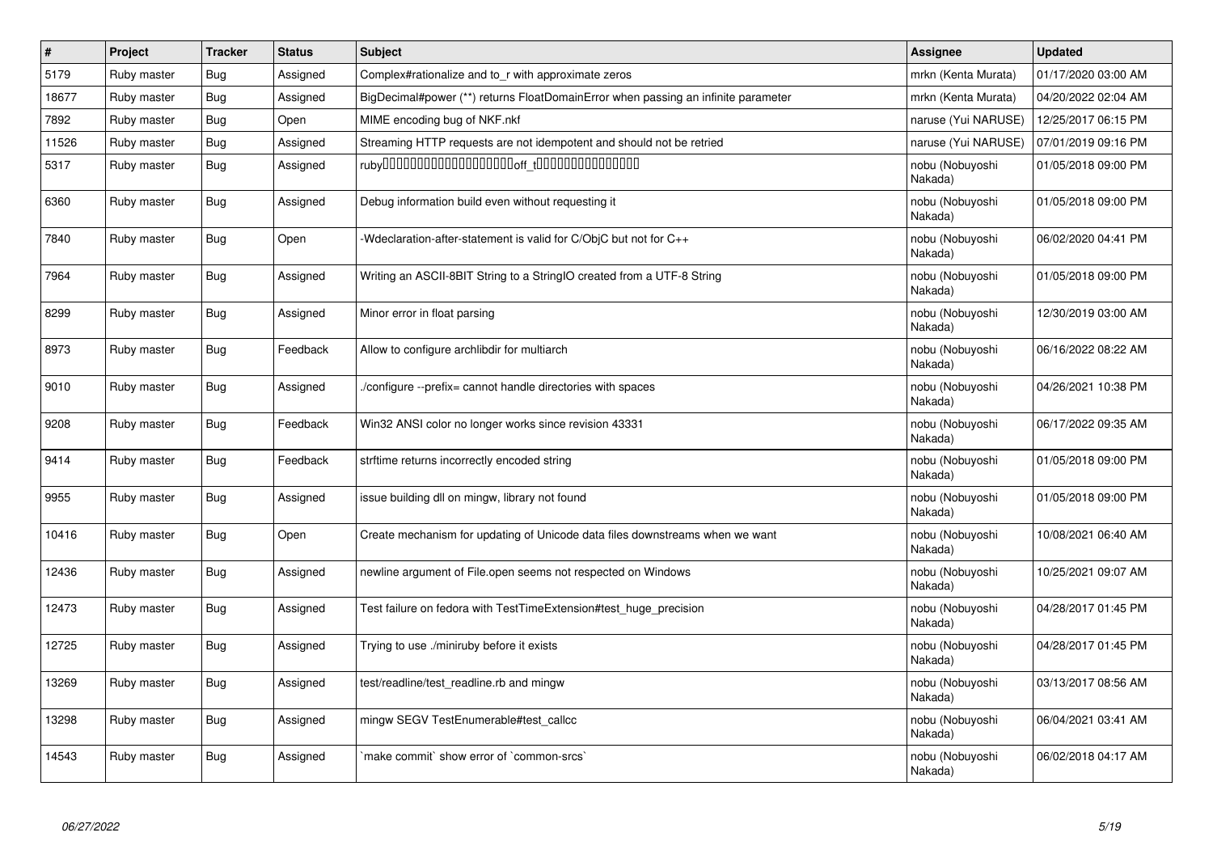| # | Project | Tracker | Status | Subject | Assignee | Updated |
|---|---|---|---|---|---|---|
| 5179 | Ruby master | Bug | Assigned | Complex#rationalize and to_r with approximate zeros | mrkn (Kenta Murata) | 01/17/2020 03:00 AM |
| 18677 | Ruby master | Bug | Assigned | BigDecimal#power (**) returns FloatDomainError when passing an infinite parameter | mrkn (Kenta Murata) | 04/20/2022 02:04 AM |
| 7892 | Ruby master | Bug | Open | MIME encoding bug of NKF.nkf | naruse (Yui NARUSE) | 12/25/2017 06:15 PM |
| 11526 | Ruby master | Bug | Assigned | Streaming HTTP requests are not idempotent and should not be retried | naruse (Yui NARUSE) | 07/01/2019 09:16 PM |
| 5317 | Ruby master | Bug | Assigned | ruby□□□□□□□□□□□□□□□□□□□off_t□□□□□□□□□□□□□□□ | nobu (Nobuyoshi Nakada) | 01/05/2018 09:00 PM |
| 6360 | Ruby master | Bug | Assigned | Debug information build even without requesting it | nobu (Nobuyoshi Nakada) | 01/05/2018 09:00 PM |
| 7840 | Ruby master | Bug | Open | -Wdeclaration-after-statement is valid for C/ObjC but not for C++ | nobu (Nobuyoshi Nakada) | 06/02/2020 04:41 PM |
| 7964 | Ruby master | Bug | Assigned | Writing an ASCII-8BIT String to a StringIO created from a UTF-8 String | nobu (Nobuyoshi Nakada) | 01/05/2018 09:00 PM |
| 8299 | Ruby master | Bug | Assigned | Minor error in float parsing | nobu (Nobuyoshi Nakada) | 12/30/2019 03:00 AM |
| 8973 | Ruby master | Bug | Feedback | Allow to configure archlibdir for multiarch | nobu (Nobuyoshi Nakada) | 06/16/2022 08:22 AM |
| 9010 | Ruby master | Bug | Assigned | ./configure --prefix= cannot handle directories with spaces | nobu (Nobuyoshi Nakada) | 04/26/2021 10:38 PM |
| 9208 | Ruby master | Bug | Feedback | Win32 ANSI color no longer works since revision 43331 | nobu (Nobuyoshi Nakada) | 06/17/2022 09:35 AM |
| 9414 | Ruby master | Bug | Feedback | strftime returns incorrectly encoded string | nobu (Nobuyoshi Nakada) | 01/05/2018 09:00 PM |
| 9955 | Ruby master | Bug | Assigned | issue building dll on mingw, library not found | nobu (Nobuyoshi Nakada) | 01/05/2018 09:00 PM |
| 10416 | Ruby master | Bug | Open | Create mechanism for updating of Unicode data files downstreams when we want | nobu (Nobuyoshi Nakada) | 10/08/2021 06:40 AM |
| 12436 | Ruby master | Bug | Assigned | newline argument of File.open seems not respected on Windows | nobu (Nobuyoshi Nakada) | 10/25/2021 09:07 AM |
| 12473 | Ruby master | Bug | Assigned | Test failure on fedora with TestTimeExtension#test_huge_precision | nobu (Nobuyoshi Nakada) | 04/28/2017 01:45 PM |
| 12725 | Ruby master | Bug | Assigned | Trying to use ./miniruby before it exists | nobu (Nobuyoshi Nakada) | 04/28/2017 01:45 PM |
| 13269 | Ruby master | Bug | Assigned | test/readline/test_readline.rb and mingw | nobu (Nobuyoshi Nakada) | 03/13/2017 08:56 AM |
| 13298 | Ruby master | Bug | Assigned | mingw SEGV TestEnumerable#test_callcc | nobu (Nobuyoshi Nakada) | 06/04/2021 03:41 AM |
| 14543 | Ruby master | Bug | Assigned | `make commit` show error of `common-srcs` | nobu (Nobuyoshi Nakada) | 06/02/2018 04:17 AM |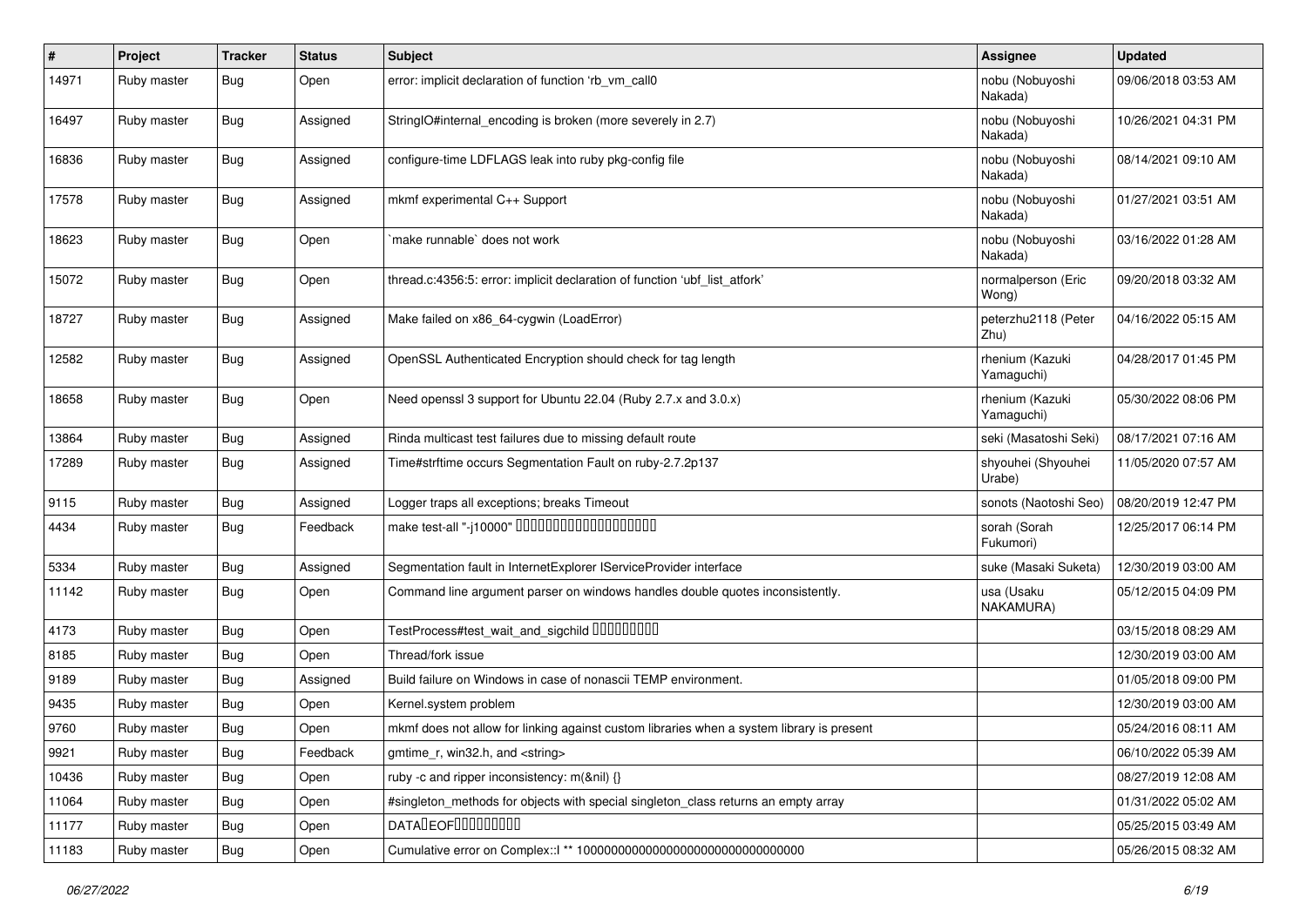| # | Project | Tracker | Status | Subject | Assignee | Updated |
|---|---|---|---|---|---|---|
| 14971 | Ruby master | Bug | Open | error: implicit declaration of function 'rb_vm_call0 | nobu (Nobuyoshi Nakada) | 09/06/2018 03:53 AM |
| 16497 | Ruby master | Bug | Assigned | StringIO#internal_encoding is broken (more severely in 2.7) | nobu (Nobuyoshi Nakada) | 10/26/2021 04:31 PM |
| 16836 | Ruby master | Bug | Assigned | configure-time LDFLAGS leak into ruby pkg-config file | nobu (Nobuyoshi Nakada) | 08/14/2021 09:10 AM |
| 17578 | Ruby master | Bug | Assigned | mkmf experimental C++ Support | nobu (Nobuyoshi Nakada) | 01/27/2021 03:51 AM |
| 18623 | Ruby master | Bug | Open | `make runnable` does not work | nobu (Nobuyoshi Nakada) | 03/16/2022 01:28 AM |
| 15072 | Ruby master | Bug | Open | thread.c:4356:5: error: implicit declaration of function 'ubf_list_atfork' | normalperson (Eric Wong) | 09/20/2018 03:32 AM |
| 18727 | Ruby master | Bug | Assigned | Make failed on x86_64-cygwin (LoadError) | peterzhu2118 (Peter Zhu) | 04/16/2022 05:15 AM |
| 12582 | Ruby master | Bug | Assigned | OpenSSL Authenticated Encryption should check for tag length | rhenium (Kazuki Yamaguchi) | 04/28/2017 01:45 PM |
| 18658 | Ruby master | Bug | Open | Need openssl 3 support for Ubuntu 22.04 (Ruby 2.7.x and 3.0.x) | rhenium (Kazuki Yamaguchi) | 05/30/2022 08:06 PM |
| 13864 | Ruby master | Bug | Assigned | Rinda multicast test failures due to missing default route | seki (Masatoshi Seki) | 08/17/2021 07:16 AM |
| 17289 | Ruby master | Bug | Assigned | Time#strftime occurs Segmentation Fault on ruby-2.7.2p137 | shyouhei (Shyouhei Urabe) | 11/05/2020 07:57 AM |
| 9115 | Ruby master | Bug | Assigned | Logger traps all exceptions; breaks Timeout | sonots (Naotoshi Seo) | 08/20/2019 12:47 PM |
| 4434 | Ruby master | Bug | Feedback | make test-all "-j10000" □□□□□□□□□□□□□□□□□□ | sorah (Sorah Fukumori) | 12/25/2017 06:14 PM |
| 5334 | Ruby master | Bug | Assigned | Segmentation fault in InternetExplorer IServiceProvider interface | suke (Masaki Suketa) | 12/30/2019 03:00 AM |
| 11142 | Ruby master | Bug | Open | Command line argument parser on windows handles double quotes inconsistently. | usa (Usaku NAKAMURA) | 05/12/2015 04:09 PM |
| 4173 | Ruby master | Bug | Open | TestProcess#test_wait_and_sigchild □□□□□□□□□ | | 03/15/2018 08:29 AM |
| 8185 | Ruby master | Bug | Open | Thread/fork issue | | 12/30/2019 03:00 AM |
| 9189 | Ruby master | Bug | Assigned | Build failure on Windows in case of nonascii TEMP environment. | | 01/05/2018 09:00 PM |
| 9435 | Ruby master | Bug | Open | Kernel.system problem | | 12/30/2019 03:00 AM |
| 9760 | Ruby master | Bug | Open | mkmf does not allow for linking against custom libraries when a system library is present | | 05/24/2016 08:11 AM |
| 9921 | Ruby master | Bug | Feedback | gmtime_r, win32.h, and <string> | | 06/10/2022 05:39 AM |
| 10436 | Ruby master | Bug | Open | ruby -c and ripper inconsistency: m(&nil) {} | | 08/27/2019 12:08 AM |
| 11064 | Ruby master | Bug | Open | #singleton_methods for objects with special singleton_class returns an empty array | | 01/31/2022 05:02 AM |
| 11177 | Ruby master | Bug | Open | DATA□EOF□□□□□□□□□ | | 05/25/2015 03:49 AM |
| 11183 | Ruby master | Bug | Open | Cumulative error on Complex::I ** 100000000000000000000000000000000 | | 05/26/2015 08:32 AM |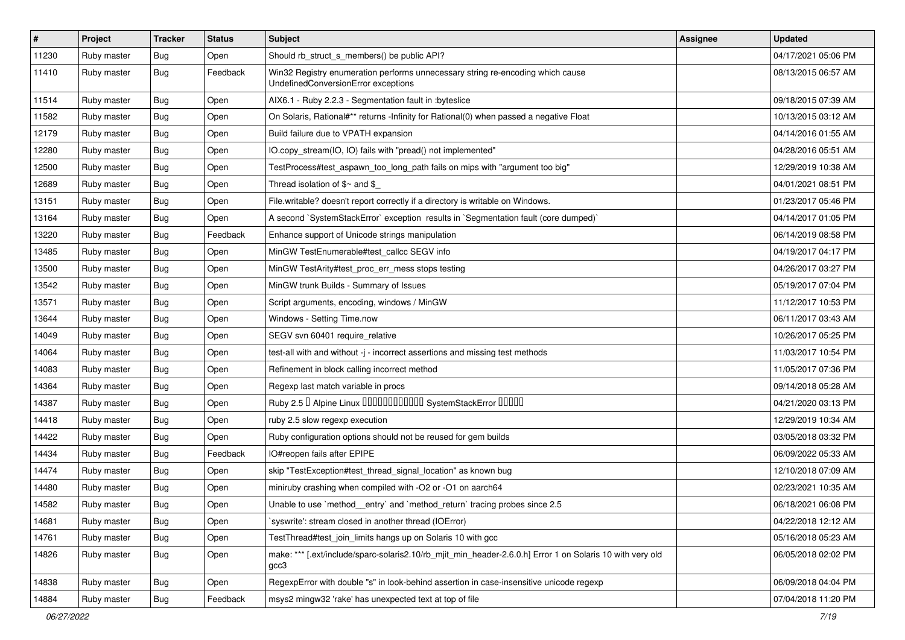| # | Project | Tracker | Status | Subject | Assignee | Updated |
|---|---|---|---|---|---|---|
| 11230 | Ruby master | Bug | Open | Should rb_struct_s_members() be public API? | | 04/17/2021 05:06 PM |
| 11410 | Ruby master | Bug | Feedback | Win32 Registry enumeration performs unnecessary string re-encoding which cause UndefinedConversionError exceptions | | 08/13/2015 06:57 AM |
| 11514 | Ruby master | Bug | Open | AIX6.1 - Ruby 2.2.3 - Segmentation fault in :byteslice | | 09/18/2015 07:39 AM |
| 11582 | Ruby master | Bug | Open | On Solaris, Rational#** returns -Infinity for Rational(0) when passed a negative Float | | 10/13/2015 03:12 AM |
| 12179 | Ruby master | Bug | Open | Build failure due to VPATH expansion | | 04/14/2016 01:55 AM |
| 12280 | Ruby master | Bug | Open | IO.copy_stream(IO, IO) fails with "pread() not implemented" | | 04/28/2016 05:51 AM |
| 12500 | Ruby master | Bug | Open | TestProcess#test_aspawn_too_long_path fails on mips with "argument too big" | | 12/29/2019 10:38 AM |
| 12689 | Ruby master | Bug | Open | Thread isolation of $~ and $_ | | 04/01/2021 08:51 PM |
| 13151 | Ruby master | Bug | Open | File.writable? doesn't report correctly if a directory is writable on Windows. | | 01/23/2017 05:46 PM |
| 13164 | Ruby master | Bug | Open | A second `SystemStackError` exception results in `Segmentation fault (core dumped)` | | 04/14/2017 01:05 PM |
| 13220 | Ruby master | Bug | Feedback | Enhance support of Unicode strings manipulation | | 06/14/2019 08:58 PM |
| 13485 | Ruby master | Bug | Open | MinGW TestEnumerable#test_callcc SEGV info | | 04/19/2017 04:17 PM |
| 13500 | Ruby master | Bug | Open | MinGW TestArity#test_proc_err_mess stops testing | | 04/26/2017 03:27 PM |
| 13542 | Ruby master | Bug | Open | MinGW trunk Builds - Summary of Issues | | 05/19/2017 07:04 PM |
| 13571 | Ruby master | Bug | Open | Script arguments, encoding, windows / MinGW | | 11/12/2017 10:53 PM |
| 13644 | Ruby master | Bug | Open | Windows - Setting Time.now | | 06/11/2017 03:43 AM |
| 14049 | Ruby master | Bug | Open | SEGV svn 60401 require_relative | | 10/26/2017 05:25 PM |
| 14064 | Ruby master | Bug | Open | test-all with and without -j - incorrect assertions and missing test methods | | 11/03/2017 10:54 PM |
| 14083 | Ruby master | Bug | Open | Refinement in block calling incorrect method | | 11/05/2017 07:36 PM |
| 14364 | Ruby master | Bug | Open | Regexp last match variable in procs | | 09/14/2018 05:28 AM |
| 14387 | Ruby master | Bug | Open | Ruby 2.5 � Alpine Linux ������������ SystemStackError ����� | | 04/21/2020 03:13 PM |
| 14418 | Ruby master | Bug | Open | ruby 2.5 slow regexp execution | | 12/29/2019 10:34 AM |
| 14422 | Ruby master | Bug | Open | Ruby configuration options should not be reused for gem builds | | 03/05/2018 03:32 PM |
| 14434 | Ruby master | Bug | Feedback | IO#reopen fails after EPIPE | | 06/09/2022 05:33 AM |
| 14474 | Ruby master | Bug | Open | skip "TestException#test_thread_signal_location" as known bug | | 12/10/2018 07:09 AM |
| 14480 | Ruby master | Bug | Open | miniruby crashing when compiled with -O2 or -O1 on aarch64 | | 02/23/2021 10:35 AM |
| 14582 | Ruby master | Bug | Open | Unable to use `method__entry` and `method_return` tracing probes since 2.5 | | 06/18/2021 06:08 PM |
| 14681 | Ruby master | Bug | Open | `syswrite': stream closed in another thread (IOError) | | 04/22/2018 12:12 AM |
| 14761 | Ruby master | Bug | Open | TestThread#test_join_limits hangs up on Solaris 10 with gcc | | 05/16/2018 05:23 AM |
| 14826 | Ruby master | Bug | Open | make: *** [.ext/include/sparc-solaris2.10/rb_mjit_min_header-2.6.0.h] Error 1 on Solaris 10 with very old gcc3 | | 06/05/2018 02:02 PM |
| 14838 | Ruby master | Bug | Open | RegexpError with double "s" in look-behind assertion in case-insensitive unicode regexp | | 06/09/2018 04:04 PM |
| 14884 | Ruby master | Bug | Feedback | msys2 mingw32 'rake' has unexpected text at top of file | | 07/04/2018 11:20 PM |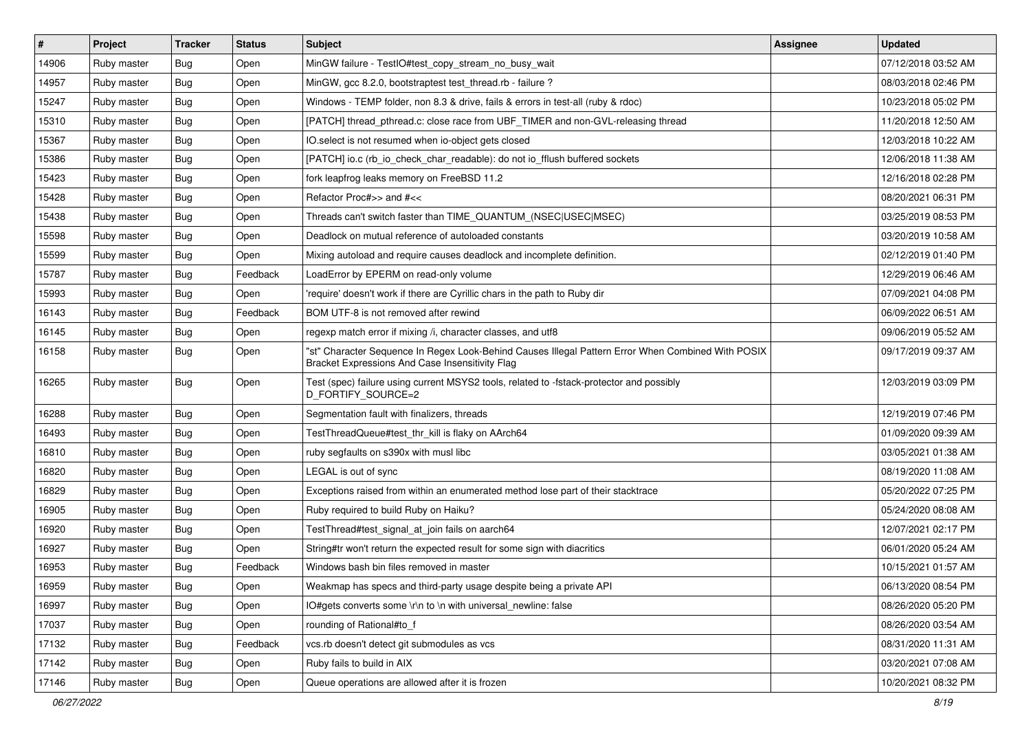| # | Project | Tracker | Status | Subject | Assignee | Updated |
|---|---|---|---|---|---|---|
| 14906 | Ruby master | Bug | Open | MinGW failure - TestIO#test_copy_stream_no_busy_wait | | 07/12/2018 03:52 AM |
| 14957 | Ruby master | Bug | Open | MinGW, gcc 8.2.0, bootstraptest test_thread.rb - failure ? | | 08/03/2018 02:46 PM |
| 15247 | Ruby master | Bug | Open | Windows - TEMP folder, non 8.3 & drive, fails & errors in test-all (ruby & rdoc) | | 10/23/2018 05:02 PM |
| 15310 | Ruby master | Bug | Open | [PATCH] thread_pthread.c: close race from UBF_TIMER and non-GVL-releasing thread | | 11/20/2018 12:50 AM |
| 15367 | Ruby master | Bug | Open | IO.select is not resumed when io-object gets closed | | 12/03/2018 10:22 AM |
| 15386 | Ruby master | Bug | Open | [PATCH] io.c (rb_io_check_char_readable): do not io_fflush buffered sockets | | 12/06/2018 11:38 AM |
| 15423 | Ruby master | Bug | Open | fork leapfrog leaks memory on FreeBSD 11.2 | | 12/16/2018 02:28 PM |
| 15428 | Ruby master | Bug | Open | Refactor Proc#>> and #<< | | 08/20/2021 06:31 PM |
| 15438 | Ruby master | Bug | Open | Threads can't switch faster than TIME_QUANTUM_(NSEC\|USEC\|MSEC) | | 03/25/2019 08:53 PM |
| 15598 | Ruby master | Bug | Open | Deadlock on mutual reference of autoloaded constants | | 03/20/2019 10:58 AM |
| 15599 | Ruby master | Bug | Open | Mixing autoload and require causes deadlock and incomplete definition. | | 02/12/2019 01:40 PM |
| 15787 | Ruby master | Bug | Feedback | LoadError by EPERM on read-only volume | | 12/29/2019 06:46 AM |
| 15993 | Ruby master | Bug | Open | 'require' doesn't work if there are Cyrillic chars in the path to Ruby dir | | 07/09/2021 04:08 PM |
| 16143 | Ruby master | Bug | Feedback | BOM UTF-8 is not removed after rewind | | 06/09/2022 06:51 AM |
| 16145 | Ruby master | Bug | Open | regexp match error if mixing /i, character classes, and utf8 | | 09/06/2019 05:52 AM |
| 16158 | Ruby master | Bug | Open | "st" Character Sequence In Regex Look-Behind Causes Illegal Pattern Error When Combined With POSIX Bracket Expressions And Case Insensitivity Flag | | 09/17/2019 09:37 AM |
| 16265 | Ruby master | Bug | Open | Test (spec) failure using current MSYS2 tools, related to -fstack-protector and possibly D_FORTIFY_SOURCE=2 | | 12/03/2019 03:09 PM |
| 16288 | Ruby master | Bug | Open | Segmentation fault with finalizers, threads | | 12/19/2019 07:46 PM |
| 16493 | Ruby master | Bug | Open | TestThreadQueue#test_thr_kill is flaky on AArch64 | | 01/09/2020 09:39 AM |
| 16810 | Ruby master | Bug | Open | ruby segfaults on s390x with musl libc | | 03/05/2021 01:38 AM |
| 16820 | Ruby master | Bug | Open | LEGAL is out of sync | | 08/19/2020 11:08 AM |
| 16829 | Ruby master | Bug | Open | Exceptions raised from within an enumerated method lose part of their stacktrace | | 05/20/2022 07:25 PM |
| 16905 | Ruby master | Bug | Open | Ruby required to build Ruby on Haiku? | | 05/24/2020 08:08 AM |
| 16920 | Ruby master | Bug | Open | TestThread#test_signal_at_join fails on aarch64 | | 12/07/2021 02:17 PM |
| 16927 | Ruby master | Bug | Open | String#tr won't return the expected result for some sign with diacritics | | 06/01/2020 05:24 AM |
| 16953 | Ruby master | Bug | Feedback | Windows bash bin files removed in master | | 10/15/2021 01:57 AM |
| 16959 | Ruby master | Bug | Open | Weakmap has specs and third-party usage despite being a private API | | 06/13/2020 08:54 PM |
| 16997 | Ruby master | Bug | Open | IO#gets converts some \r\n to \n with universal_newline: false | | 08/26/2020 05:20 PM |
| 17037 | Ruby master | Bug | Open | rounding of Rational#to_f | | 08/26/2020 03:54 AM |
| 17132 | Ruby master | Bug | Feedback | vcs.rb doesn't detect git submodules as vcs | | 08/31/2020 11:31 AM |
| 17142 | Ruby master | Bug | Open | Ruby fails to build in AIX | | 03/20/2021 07:08 AM |
| 17146 | Ruby master | Bug | Open | Queue operations are allowed after it is frozen | | 10/20/2021 08:32 PM |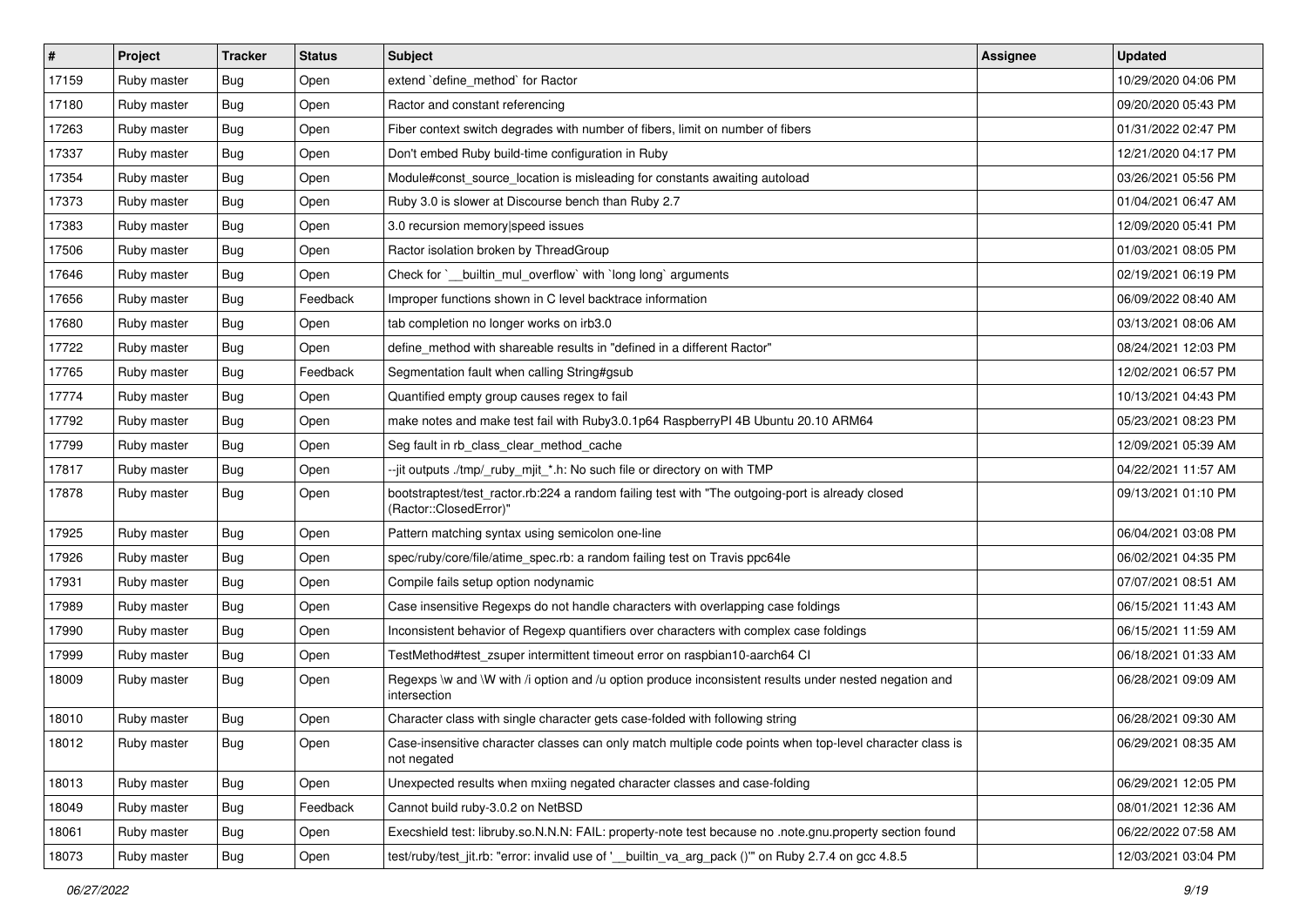| # | Project | Tracker | Status | Subject | Assignee | Updated |
|---|---|---|---|---|---|---|
| 17159 | Ruby master | Bug | Open | extend `define_method` for Ractor | | 10/29/2020 04:06 PM |
| 17180 | Ruby master | Bug | Open | Ractor and constant referencing | | 09/20/2020 05:43 PM |
| 17263 | Ruby master | Bug | Open | Fiber context switch degrades with number of fibers, limit on number of fibers | | 01/31/2022 02:47 PM |
| 17337 | Ruby master | Bug | Open | Don't embed Ruby build-time configuration in Ruby | | 12/21/2020 04:17 PM |
| 17354 | Ruby master | Bug | Open | Module#const_source_location is misleading for constants awaiting autoload | | 03/26/2021 05:56 PM |
| 17373 | Ruby master | Bug | Open | Ruby 3.0 is slower at Discourse bench than Ruby 2.7 | | 01/04/2021 06:47 AM |
| 17383 | Ruby master | Bug | Open | 3.0 recursion memory\|speed issues | | 12/09/2020 05:41 PM |
| 17506 | Ruby master | Bug | Open | Ractor isolation broken by ThreadGroup | | 01/03/2021 08:05 PM |
| 17646 | Ruby master | Bug | Open | Check for `__builtin_mul_overflow` with `long long` arguments | | 02/19/2021 06:19 PM |
| 17656 | Ruby master | Bug | Feedback | Improper functions shown in C level backtrace information | | 06/09/2022 08:40 AM |
| 17680 | Ruby master | Bug | Open | tab completion no longer works on irb3.0 | | 03/13/2021 08:06 AM |
| 17722 | Ruby master | Bug | Open | define_method with shareable results in "defined in a different Ractor" | | 08/24/2021 12:03 PM |
| 17765 | Ruby master | Bug | Feedback | Segmentation fault when calling String#gsub | | 12/02/2021 06:57 PM |
| 17774 | Ruby master | Bug | Open | Quantified empty group causes regex to fail | | 10/13/2021 04:43 PM |
| 17792 | Ruby master | Bug | Open | make notes and make test fail with Ruby3.0.1p64 RaspberryPI 4B Ubuntu 20.10 ARM64 | | 05/23/2021 08:23 PM |
| 17799 | Ruby master | Bug | Open | Seg fault in rb_class_clear_method_cache | | 12/09/2021 05:39 AM |
| 17817 | Ruby master | Bug | Open | --jit outputs ./tmp/_ruby_mjit_*.h: No such file or directory on with TMP | | 04/22/2021 11:57 AM |
| 17878 | Ruby master | Bug | Open | bootstraptest/test_ractor.rb:224 a random failing test with "The outgoing-port is already closed (Ractor::ClosedError)" | | 09/13/2021 01:10 PM |
| 17925 | Ruby master | Bug | Open | Pattern matching syntax using semicolon one-line | | 06/04/2021 03:08 PM |
| 17926 | Ruby master | Bug | Open | spec/ruby/core/file/atime_spec.rb: a random failing test on Travis ppc64le | | 06/02/2021 04:35 PM |
| 17931 | Ruby master | Bug | Open | Compile fails setup option nodynamic | | 07/07/2021 08:51 AM |
| 17989 | Ruby master | Bug | Open | Case insensitive Regexps do not handle characters with overlapping case foldings | | 06/15/2021 11:43 AM |
| 17990 | Ruby master | Bug | Open | Inconsistent behavior of Regexp quantifiers over characters with complex case foldings | | 06/15/2021 11:59 AM |
| 17999 | Ruby master | Bug | Open | TestMethod#test_zsuper intermittent timeout error on raspbian10-aarch64 CI | | 06/18/2021 01:33 AM |
| 18009 | Ruby master | Bug | Open | Regexps \w and \W with /i option and /u option produce inconsistent results under nested negation and intersection | | 06/28/2021 09:09 AM |
| 18010 | Ruby master | Bug | Open | Character class with single character gets case-folded with following string | | 06/28/2021 09:30 AM |
| 18012 | Ruby master | Bug | Open | Case-insensitive character classes can only match multiple code points when top-level character class is not negated | | 06/29/2021 08:35 AM |
| 18013 | Ruby master | Bug | Open | Unexpected results when mxiing negated character classes and case-folding | | 06/29/2021 12:05 PM |
| 18049 | Ruby master | Bug | Feedback | Cannot build ruby-3.0.2 on NetBSD | | 08/01/2021 12:36 AM |
| 18061 | Ruby master | Bug | Open | Execshield test: libruby.so.N.N.N: FAIL: property-note test because no .note.gnu.property section found | | 06/22/2022 07:58 AM |
| 18073 | Ruby master | Bug | Open | test/ruby/test_jit.rb: "error: invalid use of '__builtin_va_arg_pack ()'" on Ruby 2.7.4 on gcc 4.8.5 | | 12/03/2021 03:04 PM |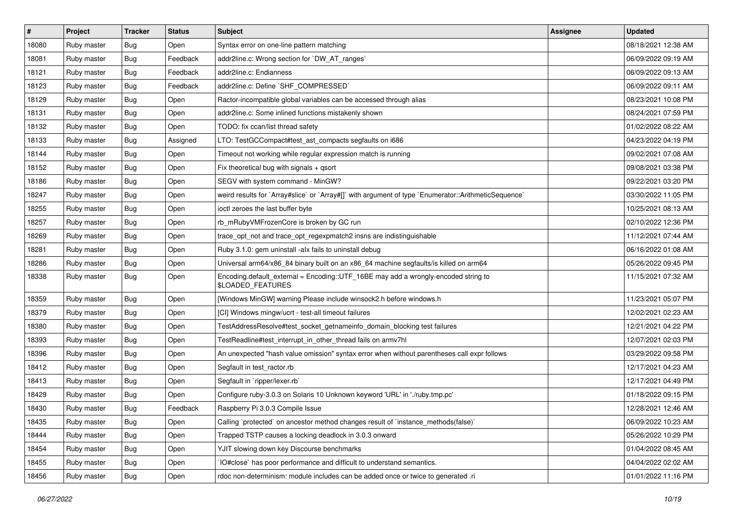| # | Project | Tracker | Status | Subject | Assignee | Updated |
|---|---|---|---|---|---|---|
| 18080 | Ruby master | Bug | Open | Syntax error on one-line pattern matching | | 08/18/2021 12:38 AM |
| 18081 | Ruby master | Bug | Feedback | addr2line.c: Wrong section for `DW_AT_ranges` | | 06/09/2022 09:19 AM |
| 18121 | Ruby master | Bug | Feedback | addr2line.c: Endianness | | 06/09/2022 09:13 AM |
| 18123 | Ruby master | Bug | Feedback | addr2line.c: Define `SHF_COMPRESSED` | | 06/09/2022 09:11 AM |
| 18129 | Ruby master | Bug | Open | Ractor-incompatible global variables can be accessed through alias | | 08/23/2021 10:08 PM |
| 18131 | Ruby master | Bug | Open | addr2line.c: Some inlined functions mistakenly shown | | 08/24/2021 07:59 PM |
| 18132 | Ruby master | Bug | Open | TODO: fix ccan/list thread safety | | 01/02/2022 08:22 AM |
| 18133 | Ruby master | Bug | Assigned | LTO: TestGCCompact#test_ast_compacts segfaults on i686 | | 04/23/2022 04:19 PM |
| 18144 | Ruby master | Bug | Open | Timeout not working while regular expression match is running | | 09/02/2021 07:08 AM |
| 18152 | Ruby master | Bug | Open | Fix theoretical bug with signals + qsort | | 09/08/2021 03:38 PM |
| 18186 | Ruby master | Bug | Open | SEGV with system command - MinGW? | | 09/22/2021 03:20 PM |
| 18247 | Ruby master | Bug | Open | weird results for `Array#slice` or `Array#[]` with argument of type `Enumerator::ArithmeticSequence` | | 03/30/2022 11:05 PM |
| 18255 | Ruby master | Bug | Open | ioctl zeroes the last buffer byte | | 10/25/2021 08:13 AM |
| 18257 | Ruby master | Bug | Open | rb_mRubyVMFrozenCore is broken by GC run | | 02/10/2022 12:36 PM |
| 18269 | Ruby master | Bug | Open | trace_opt_not and trace_opt_regexpmatch2 insns are indistinguishable | | 11/12/2021 07:44 AM |
| 18281 | Ruby master | Bug | Open | Ruby 3.1.0: gem uninstall -alx fails to uninstall debug | | 06/16/2022 01:08 AM |
| 18286 | Ruby master | Bug | Open | Universal arm64/x86_84 binary built on an x86_64 machine segfaults/is killed on arm64 | | 05/26/2022 09:45 PM |
| 18338 | Ruby master | Bug | Open | Encoding.default_external = Encoding::UTF_16BE may add a wrongly-encoded string to $LOADED_FEATURES | | 11/15/2021 07:32 AM |
| 18359 | Ruby master | Bug | Open | [Windows MinGW] warning Please include winsock2.h before windows.h | | 11/23/2021 05:07 PM |
| 18379 | Ruby master | Bug | Open | [CI] Windows mingw/ucrt - test-all timeout failures | | 12/02/2021 02:23 AM |
| 18380 | Ruby master | Bug | Open | TestAddressResolve#test_socket_getnameinfo_domain_blocking test failures | | 12/21/2021 04:22 PM |
| 18393 | Ruby master | Bug | Open | TestReadline#test_interrupt_in_other_thread fails on armv7hl | | 12/07/2021 02:03 PM |
| 18396 | Ruby master | Bug | Open | An unexpected "hash value omission" syntax error when without parentheses call expr follows | | 03/29/2022 09:58 PM |
| 18412 | Ruby master | Bug | Open | Segfault in test_ractor.rb | | 12/17/2021 04:23 AM |
| 18413 | Ruby master | Bug | Open | Segfault in `ripper/lexer.rb` | | 12/17/2021 04:49 PM |
| 18429 | Ruby master | Bug | Open | Configure ruby-3.0.3 on Solaris 10 Unknown keyword 'URL' in './ruby.tmp.pc' | | 01/18/2022 09:15 PM |
| 18430 | Ruby master | Bug | Feedback | Raspberry Pi 3.0.3 Compile Issue | | 12/28/2021 12:46 AM |
| 18435 | Ruby master | Bug | Open | Calling `protected` on ancestor method changes result of `instance_methods(false)` | | 06/09/2022 10:23 AM |
| 18444 | Ruby master | Bug | Open | Trapped TSTP causes a locking deadlock in 3.0.3 onward | | 05/26/2022 10:29 PM |
| 18454 | Ruby master | Bug | Open | YJIT slowing down key Discourse benchmarks | | 01/04/2022 08:45 AM |
| 18455 | Ruby master | Bug | Open | `IO#close` has poor performance and difficult to understand semantics. | | 04/04/2022 02:02 AM |
| 18456 | Ruby master | Bug | Open | rdoc non-determinism: module includes can be added once or twice to generated .ri | | 01/01/2022 11:16 PM |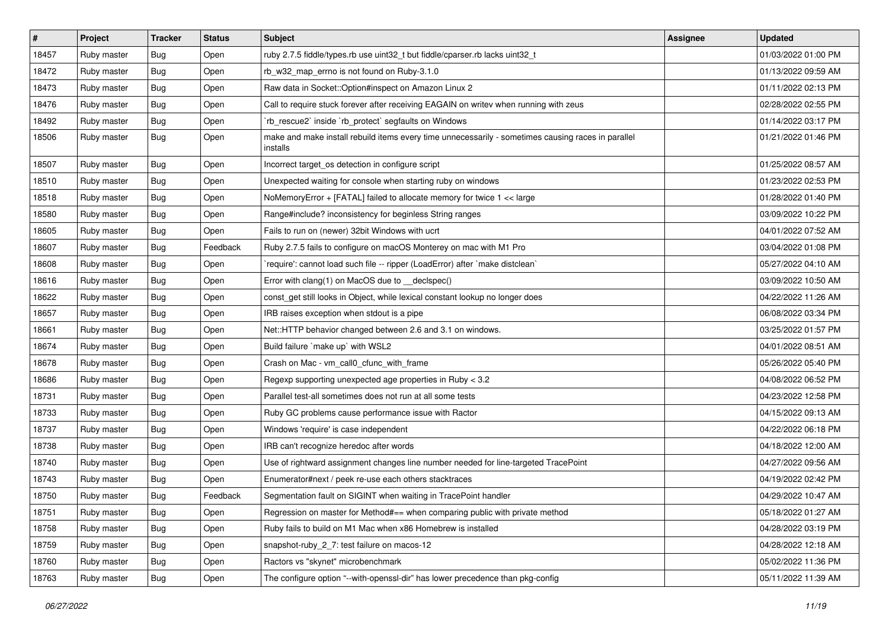| # | Project | Tracker | Status | Subject | Assignee | Updated |
|---|---|---|---|---|---|---|
| 18457 | Ruby master | Bug | Open | ruby 2.7.5 fiddle/types.rb use uint32_t but fiddle/cparser.rb lacks uint32_t | | 01/03/2022 01:00 PM |
| 18472 | Ruby master | Bug | Open | rb_w32_map_errno is not found on Ruby-3.1.0 | | 01/13/2022 09:59 AM |
| 18473 | Ruby master | Bug | Open | Raw data in Socket::Option#inspect on Amazon Linux 2 | | 01/11/2022 02:13 PM |
| 18476 | Ruby master | Bug | Open | Call to require stuck forever after receiving EAGAIN on writev when running with zeus | | 02/28/2022 02:55 PM |
| 18492 | Ruby master | Bug | Open | `rb_rescue2` inside `rb_protect` segfaults on Windows | | 01/14/2022 03:17 PM |
| 18506 | Ruby master | Bug | Open | make and make install rebuild items every time unnecessarily - sometimes causing races in parallel installs | | 01/21/2022 01:46 PM |
| 18507 | Ruby master | Bug | Open | Incorrect target_os detection in configure script | | 01/25/2022 08:57 AM |
| 18510 | Ruby master | Bug | Open | Unexpected waiting for console when starting ruby on windows | | 01/23/2022 02:53 PM |
| 18518 | Ruby master | Bug | Open | NoMemoryError + [FATAL] failed to allocate memory for twice 1 << large | | 01/28/2022 01:40 PM |
| 18580 | Ruby master | Bug | Open | Range#include? inconsistency for beginless String ranges | | 03/09/2022 10:22 PM |
| 18605 | Ruby master | Bug | Open | Fails to run on (newer) 32bit Windows with ucrt | | 04/01/2022 07:52 AM |
| 18607 | Ruby master | Bug | Feedback | Ruby 2.7.5 fails to configure on macOS Monterey on mac with M1 Pro | | 03/04/2022 01:08 PM |
| 18608 | Ruby master | Bug | Open | `require': cannot load such file -- ripper (LoadError) after `make distclean` | | 05/27/2022 04:10 AM |
| 18616 | Ruby master | Bug | Open | Error with clang(1) on MacOS due to __declspec() | | 03/09/2022 10:50 AM |
| 18622 | Ruby master | Bug | Open | const_get still looks in Object, while lexical constant lookup no longer does | | 04/22/2022 11:26 AM |
| 18657 | Ruby master | Bug | Open | IRB raises exception when stdout is a pipe | | 06/08/2022 03:34 PM |
| 18661 | Ruby master | Bug | Open | Net::HTTP behavior changed between 2.6 and 3.1 on windows. | | 03/25/2022 01:57 PM |
| 18674 | Ruby master | Bug | Open | Build failure `make up` with WSL2 | | 04/01/2022 08:51 AM |
| 18678 | Ruby master | Bug | Open | Crash on Mac - vm_call0_cfunc_with_frame | | 05/26/2022 05:40 PM |
| 18686 | Ruby master | Bug | Open | Regexp supporting unexpected age properties in Ruby < 3.2 | | 04/08/2022 06:52 PM |
| 18731 | Ruby master | Bug | Open | Parallel test-all sometimes does not run at all some tests | | 04/23/2022 12:58 PM |
| 18733 | Ruby master | Bug | Open | Ruby GC problems cause performance issue with Ractor | | 04/15/2022 09:13 AM |
| 18737 | Ruby master | Bug | Open | Windows 'require' is case independent | | 04/22/2022 06:18 PM |
| 18738 | Ruby master | Bug | Open | IRB can't recognize heredoc after words | | 04/18/2022 12:00 AM |
| 18740 | Ruby master | Bug | Open | Use of rightward assignment changes line number needed for line-targeted TracePoint | | 04/27/2022 09:56 AM |
| 18743 | Ruby master | Bug | Open | Enumerator#next / peek re-use each others stacktraces | | 04/19/2022 02:42 PM |
| 18750 | Ruby master | Bug | Feedback | Segmentation fault on SIGINT when waiting in TracePoint handler | | 04/29/2022 10:47 AM |
| 18751 | Ruby master | Bug | Open | Regression on master for Method#== when comparing public with private method | | 05/18/2022 01:27 AM |
| 18758 | Ruby master | Bug | Open | Ruby fails to build on M1 Mac when x86 Homebrew is installed | | 04/28/2022 03:19 PM |
| 18759 | Ruby master | Bug | Open | snapshot-ruby_2_7: test failure on macos-12 | | 04/28/2022 12:18 AM |
| 18760 | Ruby master | Bug | Open | Ractors vs "skynet" microbenchmark | | 05/02/2022 11:36 PM |
| 18763 | Ruby master | Bug | Open | The configure option "--with-openssl-dir" has lower precedence than pkg-config | | 05/11/2022 11:39 AM |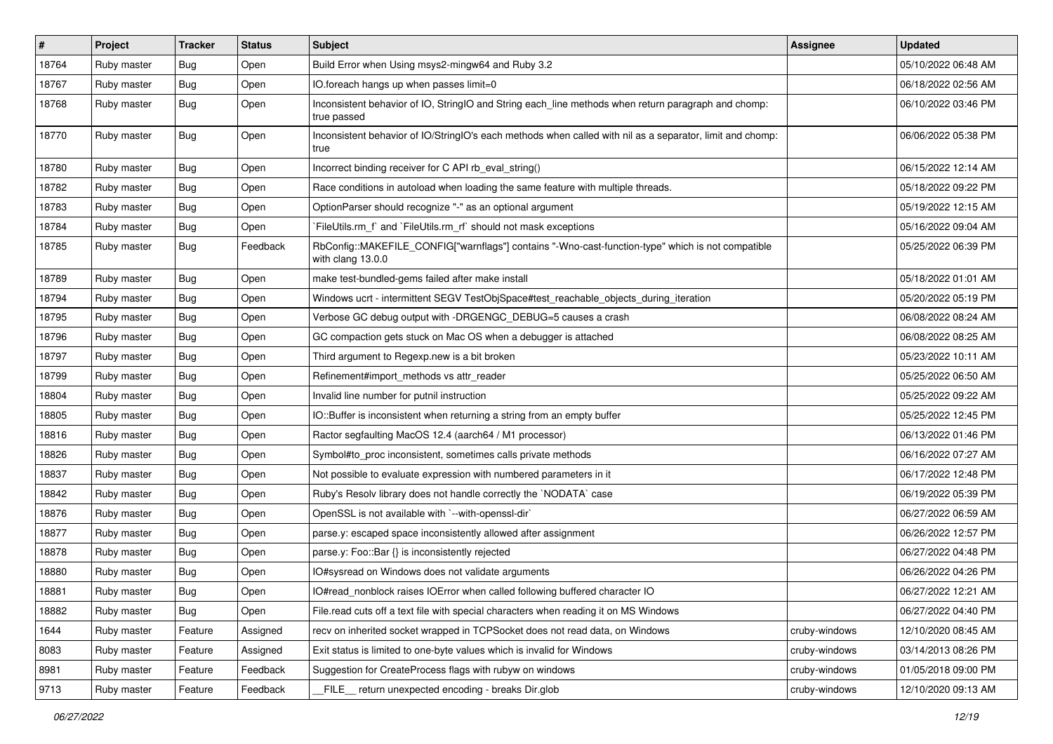| # | Project | Tracker | Status | Subject | Assignee | Updated |
|---|---|---|---|---|---|---|
| 18764 | Ruby master | Bug | Open | Build Error when Using msys2-mingw64 and Ruby 3.2 | | 05/10/2022 06:48 AM |
| 18767 | Ruby master | Bug | Open | IO.foreach hangs up when passes limit=0 | | 06/18/2022 02:56 AM |
| 18768 | Ruby master | Bug | Open | Inconsistent behavior of IO, StringIO and String each_line methods when return paragraph and chomp: true passed | | 06/10/2022 03:46 PM |
| 18770 | Ruby master | Bug | Open | Inconsistent behavior of IO/StringIO's each methods when called with nil as a separator, limit and chomp: true | | 06/06/2022 05:38 PM |
| 18780 | Ruby master | Bug | Open | Incorrect binding receiver for C API rb_eval_string() | | 06/15/2022 12:14 AM |
| 18782 | Ruby master | Bug | Open | Race conditions in autoload when loading the same feature with multiple threads. | | 05/18/2022 09:22 PM |
| 18783 | Ruby master | Bug | Open | OptionParser should recognize "-" as an optional argument | | 05/19/2022 12:15 AM |
| 18784 | Ruby master | Bug | Open | `FileUtils.rm_f` and `FileUtils.rm_rf` should not mask exceptions | | 05/16/2022 09:04 AM |
| 18785 | Ruby master | Bug | Feedback | RbConfig::MAKEFILE_CONFIG["warnflags"] contains "-Wno-cast-function-type" which is not compatible with clang 13.0.0 | | 05/25/2022 06:39 PM |
| 18789 | Ruby master | Bug | Open | make test-bundled-gems failed after make install | | 05/18/2022 01:01 AM |
| 18794 | Ruby master | Bug | Open | Windows ucrt - intermittent SEGV TestObjSpace#test_reachable_objects_during_iteration | | 05/20/2022 05:19 PM |
| 18795 | Ruby master | Bug | Open | Verbose GC debug output with -DRGENGC_DEBUG=5 causes a crash | | 06/08/2022 08:24 AM |
| 18796 | Ruby master | Bug | Open | GC compaction gets stuck on Mac OS when a debugger is attached | | 06/08/2022 08:25 AM |
| 18797 | Ruby master | Bug | Open | Third argument to Regexp.new is a bit broken | | 05/23/2022 10:11 AM |
| 18799 | Ruby master | Bug | Open | Refinement#import_methods vs attr_reader | | 05/25/2022 06:50 AM |
| 18804 | Ruby master | Bug | Open | Invalid line number for putnil instruction | | 05/25/2022 09:22 AM |
| 18805 | Ruby master | Bug | Open | IO::Buffer is inconsistent when returning a string from an empty buffer | | 05/25/2022 12:45 PM |
| 18816 | Ruby master | Bug | Open | Ractor segfaulting MacOS 12.4 (aarch64 / M1 processor) | | 06/13/2022 01:46 PM |
| 18826 | Ruby master | Bug | Open | Symbol#to_proc inconsistent, sometimes calls private methods | | 06/16/2022 07:27 AM |
| 18837 | Ruby master | Bug | Open | Not possible to evaluate expression with numbered parameters in it | | 06/17/2022 12:48 PM |
| 18842 | Ruby master | Bug | Open | Ruby's Resolv library does not handle correctly the `NODATA` case | | 06/19/2022 05:39 PM |
| 18876 | Ruby master | Bug | Open | OpenSSL is not available with `--with-openssl-dir` | | 06/27/2022 06:59 AM |
| 18877 | Ruby master | Bug | Open | parse.y: escaped space inconsistently allowed after assignment | | 06/26/2022 12:57 PM |
| 18878 | Ruby master | Bug | Open | parse.y: Foo::Bar {} is inconsistently rejected | | 06/27/2022 04:48 PM |
| 18880 | Ruby master | Bug | Open | IO#sysread on Windows does not validate arguments | | 06/26/2022 04:26 PM |
| 18881 | Ruby master | Bug | Open | IO#read_nonblock raises IOError when called following buffered character IO | | 06/27/2022 12:21 AM |
| 18882 | Ruby master | Bug | Open | File.read cuts off a text file with special characters when reading it on MS Windows | | 06/27/2022 04:40 PM |
| 1644 | Ruby master | Feature | Assigned | recv on inherited socket wrapped in TCPSocket does not read data, on Windows | cruby-windows | 12/10/2020 08:45 AM |
| 8083 | Ruby master | Feature | Assigned | Exit status is limited to one-byte values which is invalid for Windows | cruby-windows | 03/14/2013 08:26 PM |
| 8981 | Ruby master | Feature | Feedback | Suggestion for CreateProcess flags with rubyw on windows | cruby-windows | 01/05/2018 09:00 PM |
| 9713 | Ruby master | Feature | Feedback | __FILE__ return unexpected encoding - breaks Dir.glob | cruby-windows | 12/10/2020 09:13 AM |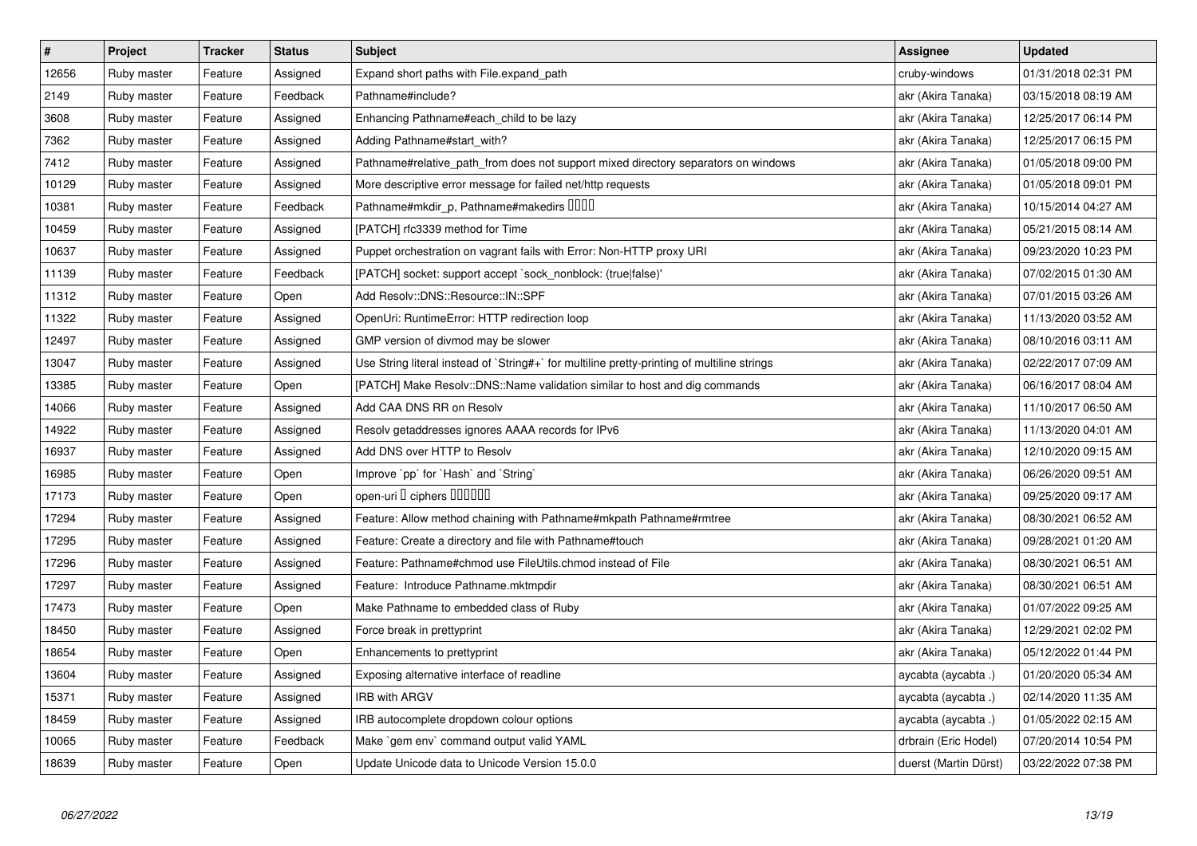| # | Project | Tracker | Status | Subject | Assignee | Updated |
|---|---|---|---|---|---|---|
| 12656 | Ruby master | Feature | Assigned | Expand short paths with File.expand_path | cruby-windows | 01/31/2018 02:31 PM |
| 2149 | Ruby master | Feature | Feedback | Pathname#include? | akr (Akira Tanaka) | 03/15/2018 08:19 AM |
| 3608 | Ruby master | Feature | Assigned | Enhancing Pathname#each_child to be lazy | akr (Akira Tanaka) | 12/25/2017 06:14 PM |
| 7362 | Ruby master | Feature | Assigned | Adding Pathname#start_with? | akr (Akira Tanaka) | 12/25/2017 06:15 PM |
| 7412 | Ruby master | Feature | Assigned | Pathname#relative_path_from does not support mixed directory separators on windows | akr (Akira Tanaka) | 01/05/2018 09:00 PM |
| 10129 | Ruby master | Feature | Assigned | More descriptive error message for failed net/http requests | akr (Akira Tanaka) | 01/05/2018 09:01 PM |
| 10381 | Ruby master | Feature | Feedback | Pathname#mkdir_p, Pathname#makedirs ���� | akr (Akira Tanaka) | 10/15/2014 04:27 AM |
| 10459 | Ruby master | Feature | Assigned | [PATCH] rfc3339 method for Time | akr (Akira Tanaka) | 05/21/2015 08:14 AM |
| 10637 | Ruby master | Feature | Assigned | Puppet orchestration on vagrant fails with Error: Non-HTTP proxy URI | akr (Akira Tanaka) | 09/23/2020 10:23 PM |
| 11139 | Ruby master | Feature | Feedback | [PATCH] socket: support accept `sock_nonblock: (true\|false)' | akr (Akira Tanaka) | 07/02/2015 01:30 AM |
| 11312 | Ruby master | Feature | Open | Add Resolv::DNS::Resource::IN::SPF | akr (Akira Tanaka) | 07/01/2015 03:26 AM |
| 11322 | Ruby master | Feature | Assigned | OpenUri: RuntimeError: HTTP redirection loop | akr (Akira Tanaka) | 11/13/2020 03:52 AM |
| 12497 | Ruby master | Feature | Assigned | GMP version of divmod may be slower | akr (Akira Tanaka) | 08/10/2016 03:11 AM |
| 13047 | Ruby master | Feature | Assigned | Use String literal instead of `String#+` for multiline pretty-printing of multiline strings | akr (Akira Tanaka) | 02/22/2017 07:09 AM |
| 13385 | Ruby master | Feature | Open | [PATCH] Make Resolv::DNS::Name validation similar to host and dig commands | akr (Akira Tanaka) | 06/16/2017 08:04 AM |
| 14066 | Ruby master | Feature | Assigned | Add CAA DNS RR on Resolv | akr (Akira Tanaka) | 11/10/2017 06:50 AM |
| 14922 | Ruby master | Feature | Assigned | Resolv getaddresses ignores AAAA records for IPv6 | akr (Akira Tanaka) | 11/13/2020 04:01 AM |
| 16937 | Ruby master | Feature | Assigned | Add DNS over HTTP to Resolv | akr (Akira Tanaka) | 12/10/2020 09:15 AM |
| 16985 | Ruby master | Feature | Open | Improve `pp` for `Hash` and `String` | akr (Akira Tanaka) | 06/26/2020 09:51 AM |
| 17173 | Ruby master | Feature | Open | open-uri � ciphers ������ | akr (Akira Tanaka) | 09/25/2020 09:17 AM |
| 17294 | Ruby master | Feature | Assigned | Feature: Allow method chaining with Pathname#mkpath Pathname#rmtree | akr (Akira Tanaka) | 08/30/2021 06:52 AM |
| 17295 | Ruby master | Feature | Assigned | Feature: Create a directory and file with Pathname#touch | akr (Akira Tanaka) | 09/28/2021 01:20 AM |
| 17296 | Ruby master | Feature | Assigned | Feature: Pathname#chmod use FileUtils.chmod instead of File | akr (Akira Tanaka) | 08/30/2021 06:51 AM |
| 17297 | Ruby master | Feature | Assigned | Feature: Introduce Pathname.mktmpdir | akr (Akira Tanaka) | 08/30/2021 06:51 AM |
| 17473 | Ruby master | Feature | Open | Make Pathname to embedded class of Ruby | akr (Akira Tanaka) | 01/07/2022 09:25 AM |
| 18450 | Ruby master | Feature | Assigned | Force break in prettyprint | akr (Akira Tanaka) | 12/29/2021 02:02 PM |
| 18654 | Ruby master | Feature | Open | Enhancements to prettyprint | akr (Akira Tanaka) | 05/12/2022 01:44 PM |
| 13604 | Ruby master | Feature | Assigned | Exposing alternative interface of readline | aycabta (aycabta .) | 01/20/2020 05:34 AM |
| 15371 | Ruby master | Feature | Assigned | IRB with ARGV | aycabta (aycabta .) | 02/14/2020 11:35 AM |
| 18459 | Ruby master | Feature | Assigned | IRB autocomplete dropdown colour options | aycabta (aycabta .) | 01/05/2022 02:15 AM |
| 10065 | Ruby master | Feature | Feedback | Make `gem env` command output valid YAML | drbrain (Eric Hodel) | 07/20/2014 10:54 PM |
| 18639 | Ruby master | Feature | Open | Update Unicode data to Unicode Version 15.0.0 | duerst (Martin Dürst) | 03/22/2022 07:38 PM |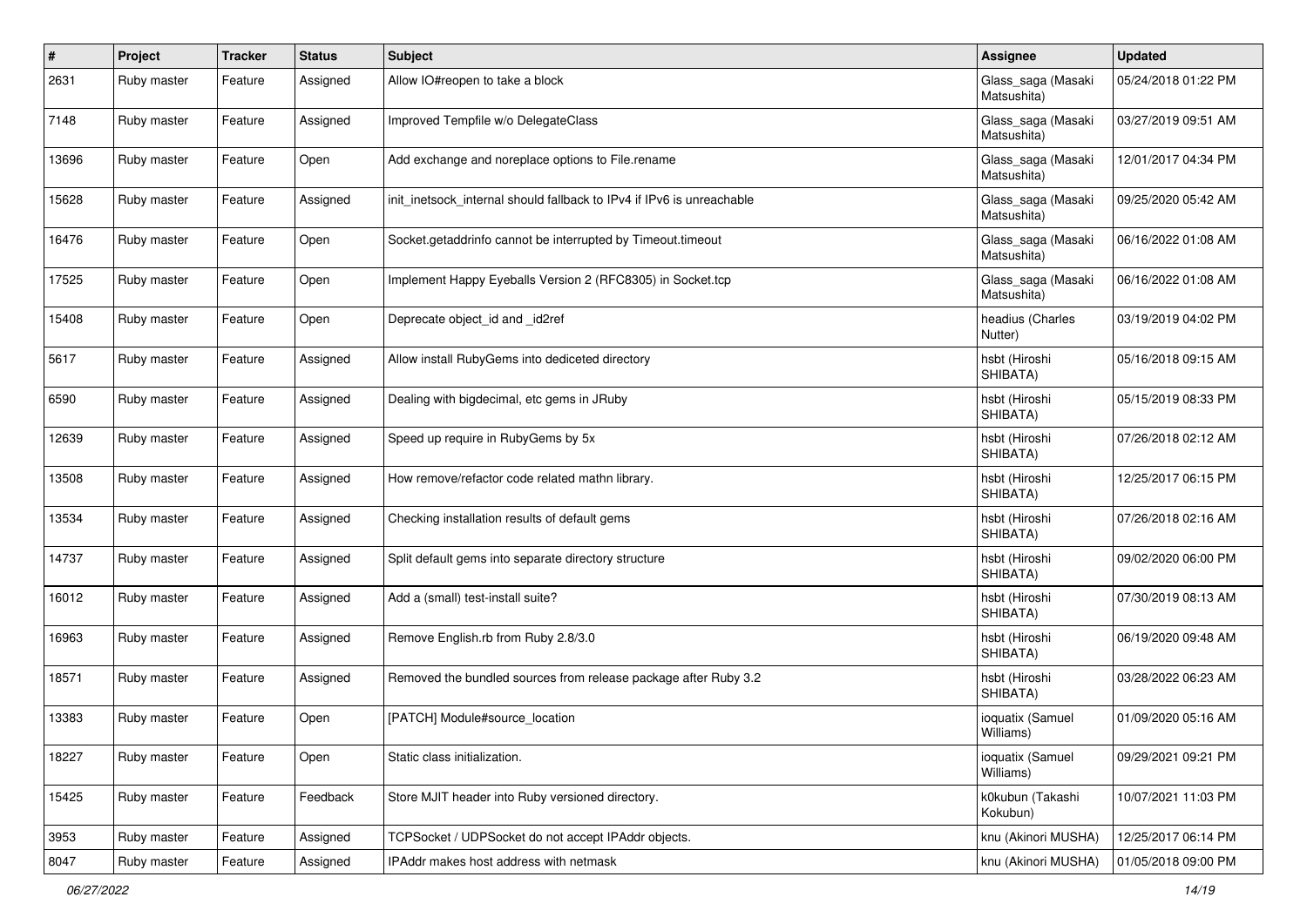| # | Project | Tracker | Status | Subject | Assignee | Updated |
|---|---|---|---|---|---|---|
| 2631 | Ruby master | Feature | Assigned | Allow IO#reopen to take a block | Glass_saga (Masaki Matsushita) | 05/24/2018 01:22 PM |
| 7148 | Ruby master | Feature | Assigned | Improved Tempfile w/o DelegateClass | Glass_saga (Masaki Matsushita) | 03/27/2019 09:51 AM |
| 13696 | Ruby master | Feature | Open | Add exchange and noreplace options to File.rename | Glass_saga (Masaki Matsushita) | 12/01/2017 04:34 PM |
| 15628 | Ruby master | Feature | Assigned | init_inetsock_internal should fallback to IPv4 if IPv6 is unreachable | Glass_saga (Masaki Matsushita) | 09/25/2020 05:42 AM |
| 16476 | Ruby master | Feature | Open | Socket.getaddrinfo cannot be interrupted by Timeout.timeout | Glass_saga (Masaki Matsushita) | 06/16/2022 01:08 AM |
| 17525 | Ruby master | Feature | Open | Implement Happy Eyeballs Version 2 (RFC8305) in Socket.tcp | Glass_saga (Masaki Matsushita) | 06/16/2022 01:08 AM |
| 15408 | Ruby master | Feature | Open | Deprecate object_id and _id2ref | headius (Charles Nutter) | 03/19/2019 04:02 PM |
| 5617 | Ruby master | Feature | Assigned | Allow install RubyGems into dediceted directory | hsbt (Hiroshi SHIBATA) | 05/16/2018 09:15 AM |
| 6590 | Ruby master | Feature | Assigned | Dealing with bigdecimal, etc gems in JRuby | hsbt (Hiroshi SHIBATA) | 05/15/2019 08:33 PM |
| 12639 | Ruby master | Feature | Assigned | Speed up require in RubyGems by 5x | hsbt (Hiroshi SHIBATA) | 07/26/2018 02:12 AM |
| 13508 | Ruby master | Feature | Assigned | How remove/refactor code related mathn library. | hsbt (Hiroshi SHIBATA) | 12/25/2017 06:15 PM |
| 13534 | Ruby master | Feature | Assigned | Checking installation results of default gems | hsbt (Hiroshi SHIBATA) | 07/26/2018 02:16 AM |
| 14737 | Ruby master | Feature | Assigned | Split default gems into separate directory structure | hsbt (Hiroshi SHIBATA) | 09/02/2020 06:00 PM |
| 16012 | Ruby master | Feature | Assigned | Add a (small) test-install suite? | hsbt (Hiroshi SHIBATA) | 07/30/2019 08:13 AM |
| 16963 | Ruby master | Feature | Assigned | Remove English.rb from Ruby 2.8/3.0 | hsbt (Hiroshi SHIBATA) | 06/19/2020 09:48 AM |
| 18571 | Ruby master | Feature | Assigned | Removed the bundled sources from release package after Ruby 3.2 | hsbt (Hiroshi SHIBATA) | 03/28/2022 06:23 AM |
| 13383 | Ruby master | Feature | Open | [PATCH] Module#source_location | ioquatix (Samuel Williams) | 01/09/2020 05:16 AM |
| 18227 | Ruby master | Feature | Open | Static class initialization. | ioquatix (Samuel Williams) | 09/29/2021 09:21 PM |
| 15425 | Ruby master | Feature | Feedback | Store MJIT header into Ruby versioned directory. | k0kubun (Takashi Kokubun) | 10/07/2021 11:03 PM |
| 3953 | Ruby master | Feature | Assigned | TCPSocket / UDPSocket do not accept IPAddr objects. | knu (Akinori MUSHA) | 12/25/2017 06:14 PM |
| 8047 | Ruby master | Feature | Assigned | IPAddr makes host address with netmask | knu (Akinori MUSHA) | 01/05/2018 09:00 PM |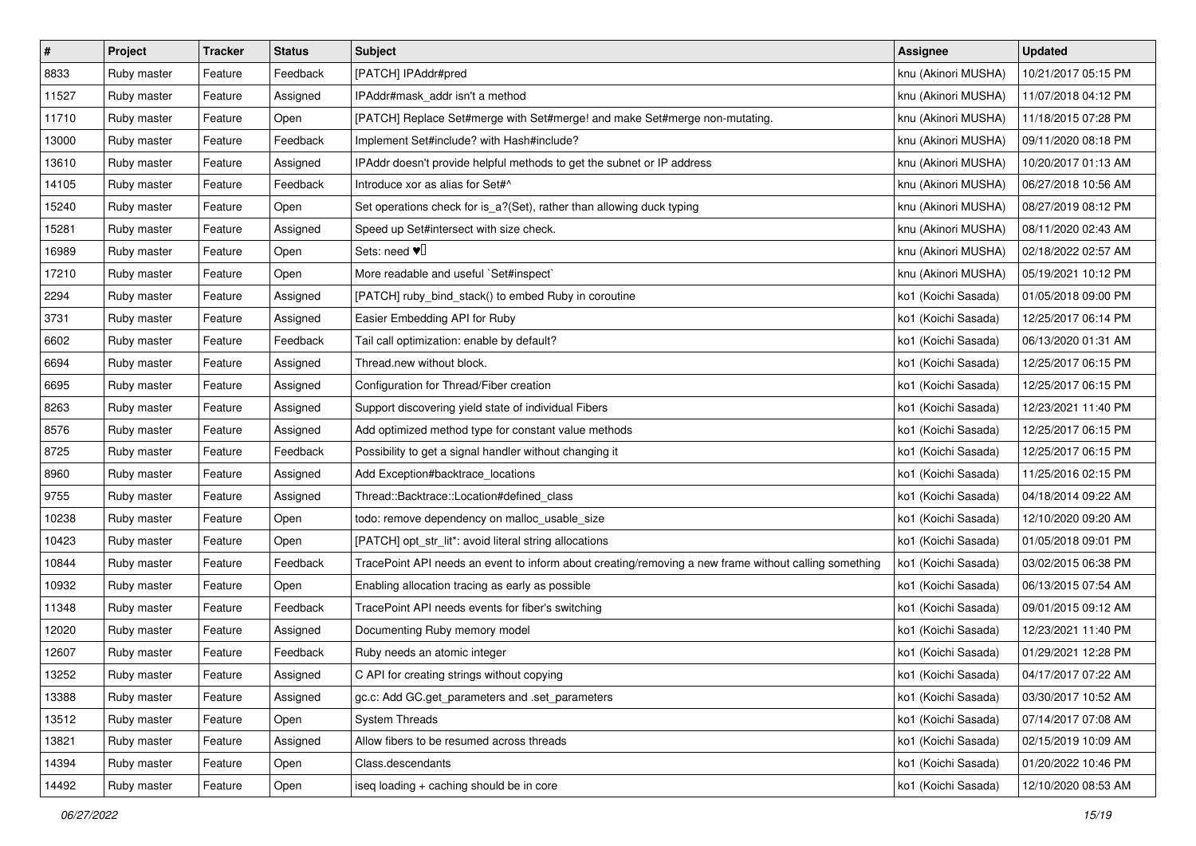| # | Project | Tracker | Status | Subject | Assignee | Updated |
|---|---|---|---|---|---|---|
| 8833 | Ruby master | Feature | Feedback | [PATCH] IPAddr#pred | knu (Akinori MUSHA) | 10/21/2017 05:15 PM |
| 11527 | Ruby master | Feature | Assigned | IPAddr#mask_addr isn't a method | knu (Akinori MUSHA) | 11/07/2018 04:12 PM |
| 11710 | Ruby master | Feature | Open | [PATCH] Replace Set#merge with Set#merge! and make Set#merge non-mutating. | knu (Akinori MUSHA) | 11/18/2015 07:28 PM |
| 13000 | Ruby master | Feature | Feedback | Implement Set#include? with Hash#include? | knu (Akinori MUSHA) | 09/11/2020 08:18 PM |
| 13610 | Ruby master | Feature | Assigned | IPAddr doesn't provide helpful methods to get the subnet or IP address | knu (Akinori MUSHA) | 10/20/2017 01:13 AM |
| 14105 | Ruby master | Feature | Feedback | Introduce xor as alias for Set#^ | knu (Akinori MUSHA) | 06/27/2018 10:56 AM |
| 15240 | Ruby master | Feature | Open | Set operations check for is_a?(Set), rather than allowing duck typing | knu (Akinori MUSHA) | 08/27/2019 08:12 PM |
| 15281 | Ruby master | Feature | Assigned | Speed up Set#intersect with size check. | knu (Akinori MUSHA) | 08/11/2020 02:43 AM |
| 16989 | Ruby master | Feature | Open | Sets: need ♥️ | knu (Akinori MUSHA) | 02/18/2022 02:57 AM |
| 17210 | Ruby master | Feature | Open | More readable and useful `Set#inspect` | knu (Akinori MUSHA) | 05/19/2021 10:12 PM |
| 2294 | Ruby master | Feature | Assigned | [PATCH] ruby_bind_stack() to embed Ruby in coroutine | ko1 (Koichi Sasada) | 01/05/2018 09:00 PM |
| 3731 | Ruby master | Feature | Assigned | Easier Embedding API for Ruby | ko1 (Koichi Sasada) | 12/25/2017 06:14 PM |
| 6602 | Ruby master | Feature | Feedback | Tail call optimization: enable by default? | ko1 (Koichi Sasada) | 06/13/2020 01:31 AM |
| 6694 | Ruby master | Feature | Assigned | Thread.new without block. | ko1 (Koichi Sasada) | 12/25/2017 06:15 PM |
| 6695 | Ruby master | Feature | Assigned | Configuration for Thread/Fiber creation | ko1 (Koichi Sasada) | 12/25/2017 06:15 PM |
| 8263 | Ruby master | Feature | Assigned | Support discovering yield state of individual Fibers | ko1 (Koichi Sasada) | 12/23/2021 11:40 PM |
| 8576 | Ruby master | Feature | Assigned | Add optimized method type for constant value methods | ko1 (Koichi Sasada) | 12/25/2017 06:15 PM |
| 8725 | Ruby master | Feature | Feedback | Possibility to get a signal handler without changing it | ko1 (Koichi Sasada) | 12/25/2017 06:15 PM |
| 8960 | Ruby master | Feature | Assigned | Add Exception#backtrace_locations | ko1 (Koichi Sasada) | 11/25/2016 02:15 PM |
| 9755 | Ruby master | Feature | Assigned | Thread::Backtrace::Location#defined_class | ko1 (Koichi Sasada) | 04/18/2014 09:22 AM |
| 10238 | Ruby master | Feature | Open | todo: remove dependency on malloc_usable_size | ko1 (Koichi Sasada) | 12/10/2020 09:20 AM |
| 10423 | Ruby master | Feature | Open | [PATCH] opt_str_lit*: avoid literal string allocations | ko1 (Koichi Sasada) | 01/05/2018 09:01 PM |
| 10844 | Ruby master | Feature | Feedback | TracePoint API needs an event to inform about creating/removing a new frame without calling something | ko1 (Koichi Sasada) | 03/02/2015 06:38 PM |
| 10932 | Ruby master | Feature | Open | Enabling allocation tracing as early as possible | ko1 (Koichi Sasada) | 06/13/2015 07:54 AM |
| 11348 | Ruby master | Feature | Feedback | TracePoint API needs events for fiber's switching | ko1 (Koichi Sasada) | 09/01/2015 09:12 AM |
| 12020 | Ruby master | Feature | Assigned | Documenting Ruby memory model | ko1 (Koichi Sasada) | 12/23/2021 11:40 PM |
| 12607 | Ruby master | Feature | Feedback | Ruby needs an atomic integer | ko1 (Koichi Sasada) | 01/29/2021 12:28 PM |
| 13252 | Ruby master | Feature | Assigned | C API for creating strings without copying | ko1 (Koichi Sasada) | 04/17/2017 07:22 AM |
| 13388 | Ruby master | Feature | Assigned | gc.c: Add GC.get_parameters and .set_parameters | ko1 (Koichi Sasada) | 03/30/2017 10:52 AM |
| 13512 | Ruby master | Feature | Open | System Threads | ko1 (Koichi Sasada) | 07/14/2017 07:08 AM |
| 13821 | Ruby master | Feature | Assigned | Allow fibers to be resumed across threads | ko1 (Koichi Sasada) | 02/15/2019 10:09 AM |
| 14394 | Ruby master | Feature | Open | Class.descendants | ko1 (Koichi Sasada) | 01/20/2022 10:46 PM |
| 14492 | Ruby master | Feature | Open | iseq loading + caching should be in core | ko1 (Koichi Sasada) | 12/10/2020 08:53 AM |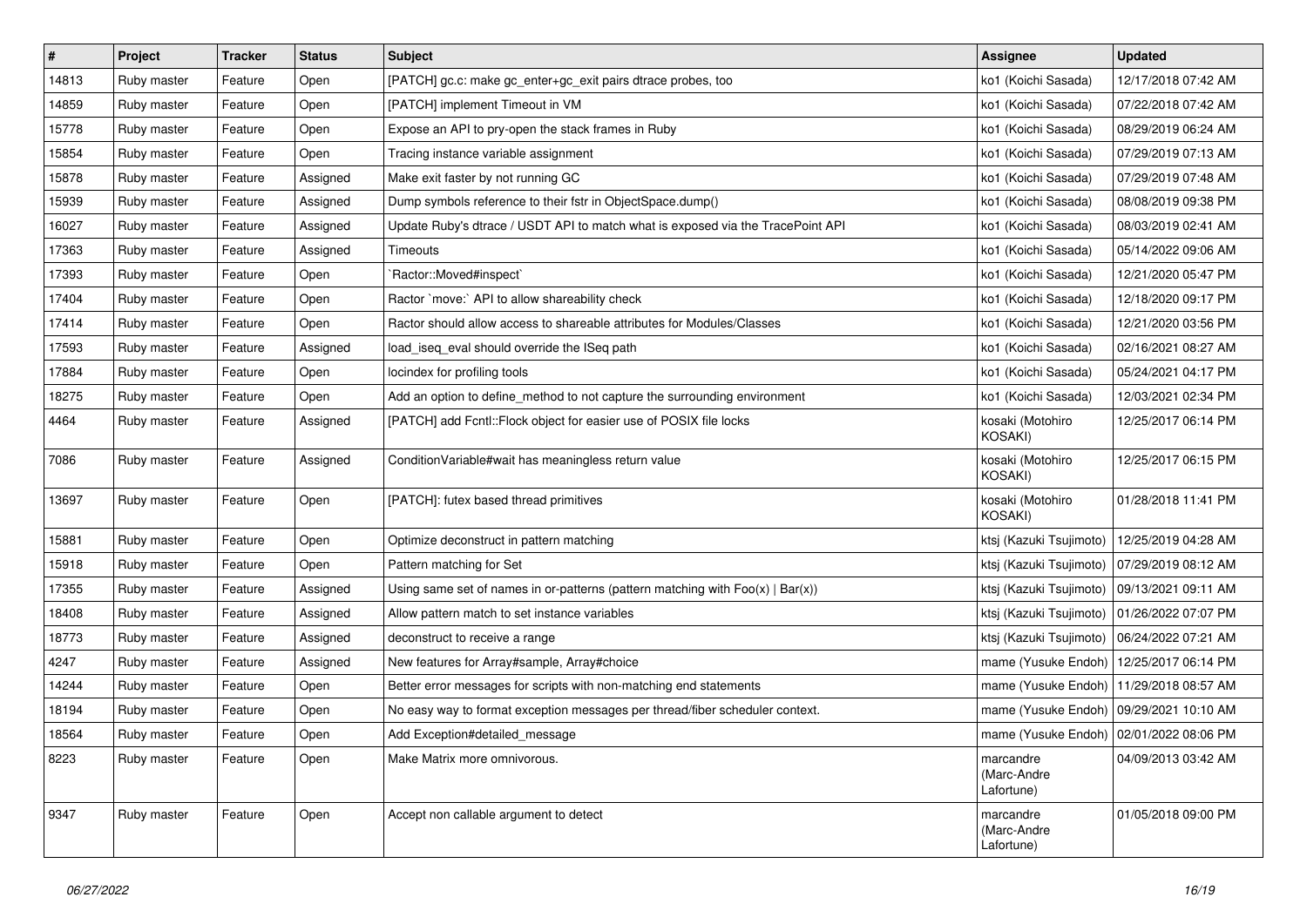| # | Project | Tracker | Status | Subject | Assignee | Updated |
|---|---|---|---|---|---|---|
| 14813 | Ruby master | Feature | Open | [PATCH] gc.c: make gc_enter+gc_exit pairs dtrace probes, too | ko1 (Koichi Sasada) | 12/17/2018 07:42 AM |
| 14859 | Ruby master | Feature | Open | [PATCH] implement Timeout in VM | ko1 (Koichi Sasada) | 07/22/2018 07:42 AM |
| 15778 | Ruby master | Feature | Open | Expose an API to pry-open the stack frames in Ruby | ko1 (Koichi Sasada) | 08/29/2019 06:24 AM |
| 15854 | Ruby master | Feature | Open | Tracing instance variable assignment | ko1 (Koichi Sasada) | 07/29/2019 07:13 AM |
| 15878 | Ruby master | Feature | Assigned | Make exit faster by not running GC | ko1 (Koichi Sasada) | 07/29/2019 07:48 AM |
| 15939 | Ruby master | Feature | Assigned | Dump symbols reference to their fstr in ObjectSpace.dump() | ko1 (Koichi Sasada) | 08/08/2019 09:38 PM |
| 16027 | Ruby master | Feature | Assigned | Update Ruby's dtrace / USDT API to match what is exposed via the TracePoint API | ko1 (Koichi Sasada) | 08/03/2019 02:41 AM |
| 17363 | Ruby master | Feature | Assigned | Timeouts | ko1 (Koichi Sasada) | 05/14/2022 09:06 AM |
| 17393 | Ruby master | Feature | Open | `Ractor::Moved#inspect` | ko1 (Koichi Sasada) | 12/21/2020 05:47 PM |
| 17404 | Ruby master | Feature | Open | Ractor `move:` API to allow shareability check | ko1 (Koichi Sasada) | 12/18/2020 09:17 PM |
| 17414 | Ruby master | Feature | Open | Ractor should allow access to shareable attributes for Modules/Classes | ko1 (Koichi Sasada) | 12/21/2020 03:56 PM |
| 17593 | Ruby master | Feature | Assigned | load_iseq_eval should override the ISeq path | ko1 (Koichi Sasada) | 02/16/2021 08:27 AM |
| 17884 | Ruby master | Feature | Open | locindex for profiling tools | ko1 (Koichi Sasada) | 05/24/2021 04:17 PM |
| 18275 | Ruby master | Feature | Open | Add an option to define_method to not capture the surrounding environment | ko1 (Koichi Sasada) | 12/03/2021 02:34 PM |
| 4464 | Ruby master | Feature | Assigned | [PATCH] add Fcntl::Flock object for easier use of POSIX file locks | kosaki (Motohiro KOSAKI) | 12/25/2017 06:14 PM |
| 7086 | Ruby master | Feature | Assigned | ConditionVariable#wait has meaningless return value | kosaki (Motohiro KOSAKI) | 12/25/2017 06:15 PM |
| 13697 | Ruby master | Feature | Open | [PATCH]: futex based thread primitives | kosaki (Motohiro KOSAKI) | 01/28/2018 11:41 PM |
| 15881 | Ruby master | Feature | Open | Optimize deconstruct in pattern matching | ktsj (Kazuki Tsujimoto) | 12/25/2019 04:28 AM |
| 15918 | Ruby master | Feature | Open | Pattern matching for Set | ktsj (Kazuki Tsujimoto) | 07/29/2019 08:12 AM |
| 17355 | Ruby master | Feature | Assigned | Using same set of names in or-patterns (pattern matching with Foo(x) \| Bar(x)) | ktsj (Kazuki Tsujimoto) | 09/13/2021 09:11 AM |
| 18408 | Ruby master | Feature | Assigned | Allow pattern match to set instance variables | ktsj (Kazuki Tsujimoto) | 01/26/2022 07:07 PM |
| 18773 | Ruby master | Feature | Assigned | deconstruct to receive a range | ktsj (Kazuki Tsujimoto) | 06/24/2022 07:21 AM |
| 4247 | Ruby master | Feature | Assigned | New features for Array#sample, Array#choice | mame (Yusuke Endoh) | 12/25/2017 06:14 PM |
| 14244 | Ruby master | Feature | Open | Better error messages for scripts with non-matching end statements | mame (Yusuke Endoh) | 11/29/2018 08:57 AM |
| 18194 | Ruby master | Feature | Open | No easy way to format exception messages per thread/fiber scheduler context. | mame (Yusuke Endoh) | 09/29/2021 10:10 AM |
| 18564 | Ruby master | Feature | Open | Add Exception#detailed_message | mame (Yusuke Endoh) | 02/01/2022 08:06 PM |
| 8223 | Ruby master | Feature | Open | Make Matrix more omnivorous. | marcandre (Marc-Andre Lafortune) | 04/09/2013 03:42 AM |
| 9347 | Ruby master | Feature | Open | Accept non callable argument to detect | marcandre (Marc-Andre Lafortune) | 01/05/2018 09:00 PM |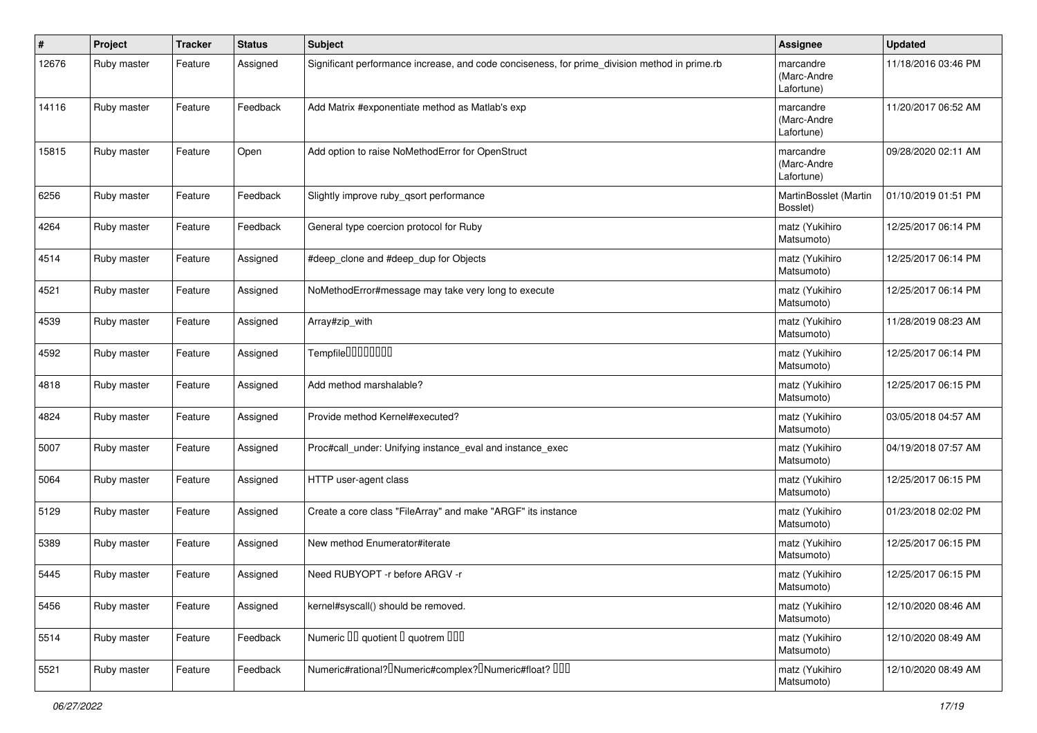| # | Project | Tracker | Status | Subject | Assignee | Updated |
|---|---|---|---|---|---|---|
| 12676 | Ruby master | Feature | Assigned | Significant performance increase, and code conciseness, for prime_division method in prime.rb | marcandre (Marc-Andre Lafortune) | 11/18/2016 03:46 PM |
| 14116 | Ruby master | Feature | Feedback | Add Matrix #exponentiate method as Matlab's exp | marcandre (Marc-Andre Lafortune) | 11/20/2017 06:52 AM |
| 15815 | Ruby master | Feature | Open | Add option to raise NoMethodError for OpenStruct | marcandre (Marc-Andre Lafortune) | 09/28/2020 02:11 AM |
| 6256 | Ruby master | Feature | Feedback | Slightly improve ruby_qsort performance | MartinBosslet (Martin Bosslet) | 01/10/2019 01:51 PM |
| 4264 | Ruby master | Feature | Feedback | General type coercion protocol for Ruby | matz (Yukihiro Matsumoto) | 12/25/2017 06:14 PM |
| 4514 | Ruby master | Feature | Assigned | #deep_clone and #deep_dup for Objects | matz (Yukihiro Matsumoto) | 12/25/2017 06:14 PM |
| 4521 | Ruby master | Feature | Assigned | NoMethodError#message may take very long to execute | matz (Yukihiro Matsumoto) | 12/25/2017 06:14 PM |
| 4539 | Ruby master | Feature | Assigned | Array#zip_with | matz (Yukihiro Matsumoto) | 11/28/2019 08:23 AM |
| 4592 | Ruby master | Feature | Assigned | Tempfile�������� | matz (Yukihiro Matsumoto) | 12/25/2017 06:14 PM |
| 4818 | Ruby master | Feature | Assigned | Add method marshalable? | matz (Yukihiro Matsumoto) | 12/25/2017 06:15 PM |
| 4824 | Ruby master | Feature | Assigned | Provide method Kernel#executed? | matz (Yukihiro Matsumoto) | 03/05/2018 04:57 AM |
| 5007 | Ruby master | Feature | Assigned | Proc#call_under: Unifying instance_eval and instance_exec | matz (Yukihiro Matsumoto) | 04/19/2018 07:57 AM |
| 5064 | Ruby master | Feature | Assigned | HTTP user-agent class | matz (Yukihiro Matsumoto) | 12/25/2017 06:15 PM |
| 5129 | Ruby master | Feature | Assigned | Create a core class "FileArray" and make "ARGF" its instance | matz (Yukihiro Matsumoto) | 01/23/2018 02:02 PM |
| 5389 | Ruby master | Feature | Assigned | New method Enumerator#iterate | matz (Yukihiro Matsumoto) | 12/25/2017 06:15 PM |
| 5445 | Ruby master | Feature | Assigned | Need RUBYOPT -r before ARGV -r | matz (Yukihiro Matsumoto) | 12/25/2017 06:15 PM |
| 5456 | Ruby master | Feature | Assigned | kernel#syscall() should be removed. | matz (Yukihiro Matsumoto) | 12/10/2020 08:46 AM |
| 5514 | Ruby master | Feature | Feedback | Numeric �� quotient � quotrem ��� | matz (Yukihiro Matsumoto) | 12/10/2020 08:49 AM |
| 5521 | Ruby master | Feature | Feedback | Numeric#rational?�Numeric#complex?�Numeric#float? ��� | matz (Yukihiro Matsumoto) | 12/10/2020 08:49 AM |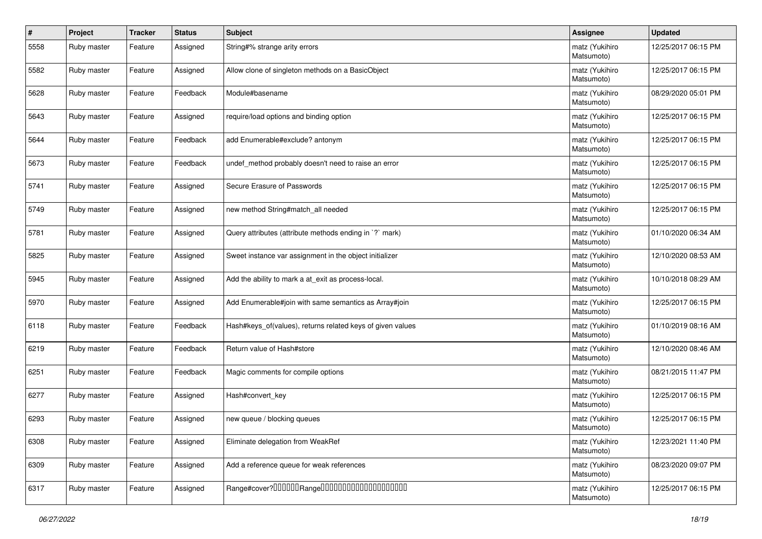| # | Project | Tracker | Status | Subject | Assignee | Updated |
|---|---|---|---|---|---|---|
| 5558 | Ruby master | Feature | Assigned | String#% strange arity errors | matz (Yukihiro Matsumoto) | 12/25/2017 06:15 PM |
| 5582 | Ruby master | Feature | Assigned | Allow clone of singleton methods on a BasicObject | matz (Yukihiro Matsumoto) | 12/25/2017 06:15 PM |
| 5628 | Ruby master | Feature | Feedback | Module#basename | matz (Yukihiro Matsumoto) | 08/29/2020 05:01 PM |
| 5643 | Ruby master | Feature | Assigned | require/load options and binding option | matz (Yukihiro Matsumoto) | 12/25/2017 06:15 PM |
| 5644 | Ruby master | Feature | Feedback | add Enumerable#exclude? antonym | matz (Yukihiro Matsumoto) | 12/25/2017 06:15 PM |
| 5673 | Ruby master | Feature | Feedback | undef_method probably doesn't need to raise an error | matz (Yukihiro Matsumoto) | 12/25/2017 06:15 PM |
| 5741 | Ruby master | Feature | Assigned | Secure Erasure of Passwords | matz (Yukihiro Matsumoto) | 12/25/2017 06:15 PM |
| 5749 | Ruby master | Feature | Assigned | new method String#match_all needed | matz (Yukihiro Matsumoto) | 12/25/2017 06:15 PM |
| 5781 | Ruby master | Feature | Assigned | Query attributes (attribute methods ending in `?` mark) | matz (Yukihiro Matsumoto) | 01/10/2020 06:34 AM |
| 5825 | Ruby master | Feature | Assigned | Sweet instance var assignment in the object initializer | matz (Yukihiro Matsumoto) | 12/10/2020 08:53 AM |
| 5945 | Ruby master | Feature | Assigned | Add the ability to mark a at_exit as process-local. | matz (Yukihiro Matsumoto) | 10/10/2018 08:29 AM |
| 5970 | Ruby master | Feature | Assigned | Add Enumerable#join with same semantics as Array#join | matz (Yukihiro Matsumoto) | 12/25/2017 06:15 PM |
| 6118 | Ruby master | Feature | Feedback | Hash#keys_of(values), returns related keys of given values | matz (Yukihiro Matsumoto) | 01/10/2019 08:16 AM |
| 6219 | Ruby master | Feature | Feedback | Return value of Hash#store | matz (Yukihiro Matsumoto) | 12/10/2020 08:46 AM |
| 6251 | Ruby master | Feature | Feedback | Magic comments for compile options | matz (Yukihiro Matsumoto) | 08/21/2015 11:47 PM |
| 6277 | Ruby master | Feature | Assigned | Hash#convert_key | matz (Yukihiro Matsumoto) | 12/25/2017 06:15 PM |
| 6293 | Ruby master | Feature | Assigned | new queue / blocking queues | matz (Yukihiro Matsumoto) | 12/25/2017 06:15 PM |
| 6308 | Ruby master | Feature | Assigned | Eliminate delegation from WeakRef | matz (Yukihiro Matsumoto) | 12/23/2021 11:40 PM |
| 6309 | Ruby master | Feature | Assigned | Add a reference queue for weak references | matz (Yukihiro Matsumoto) | 08/23/2020 09:07 PM |
| 6317 | Ruby master | Feature | Assigned | Range#cover?□□□□□□Range□□□□□□□□□□□□□□□□□□□□ | matz (Yukihiro Matsumoto) | 12/25/2017 06:15 PM |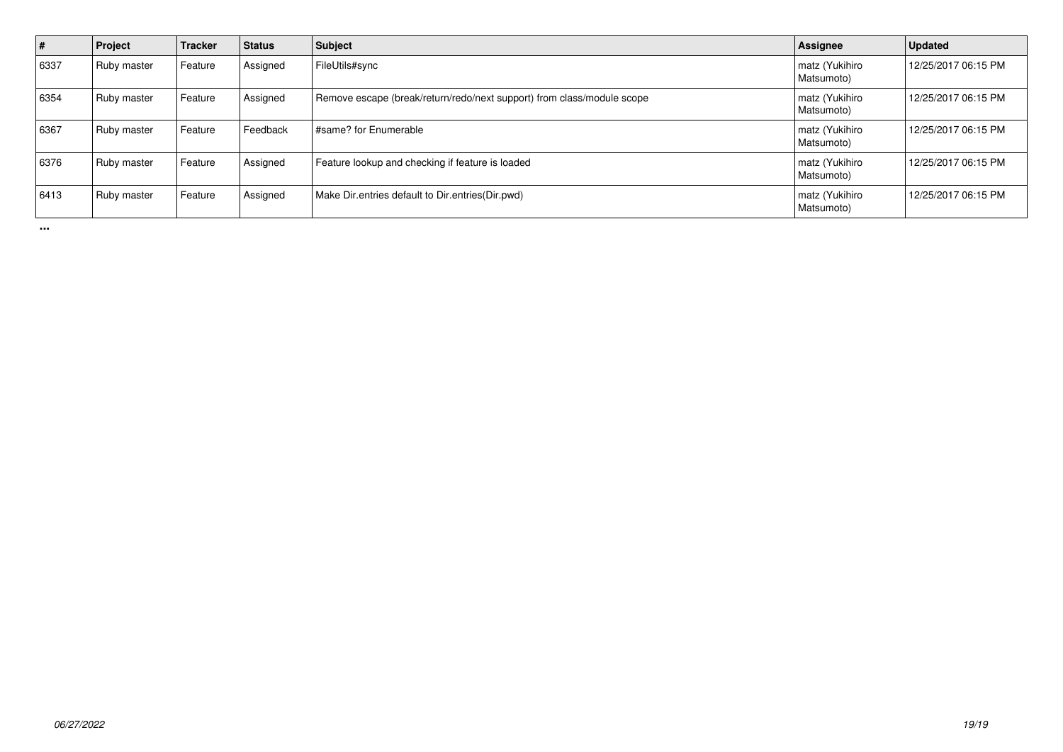| # | Project | Tracker | Status | Subject | Assignee | Updated |
|---|---|---|---|---|---|---|
| 6337 | Ruby master | Feature | Assigned | FileUtils#sync | matz (Yukihiro Matsumoto) | 12/25/2017 06:15 PM |
| 6354 | Ruby master | Feature | Assigned | Remove escape (break/return/redo/next support) from class/module scope | matz (Yukihiro Matsumoto) | 12/25/2017 06:15 PM |
| 6367 | Ruby master | Feature | Feedback | #same? for Enumerable | matz (Yukihiro Matsumoto) | 12/25/2017 06:15 PM |
| 6376 | Ruby master | Feature | Assigned | Feature lookup and checking if feature is loaded | matz (Yukihiro Matsumoto) | 12/25/2017 06:15 PM |
| 6413 | Ruby master | Feature | Assigned | Make Dir.entries default to Dir.entries(Dir.pwd) | matz (Yukihiro Matsumoto) | 12/25/2017 06:15 PM |

...